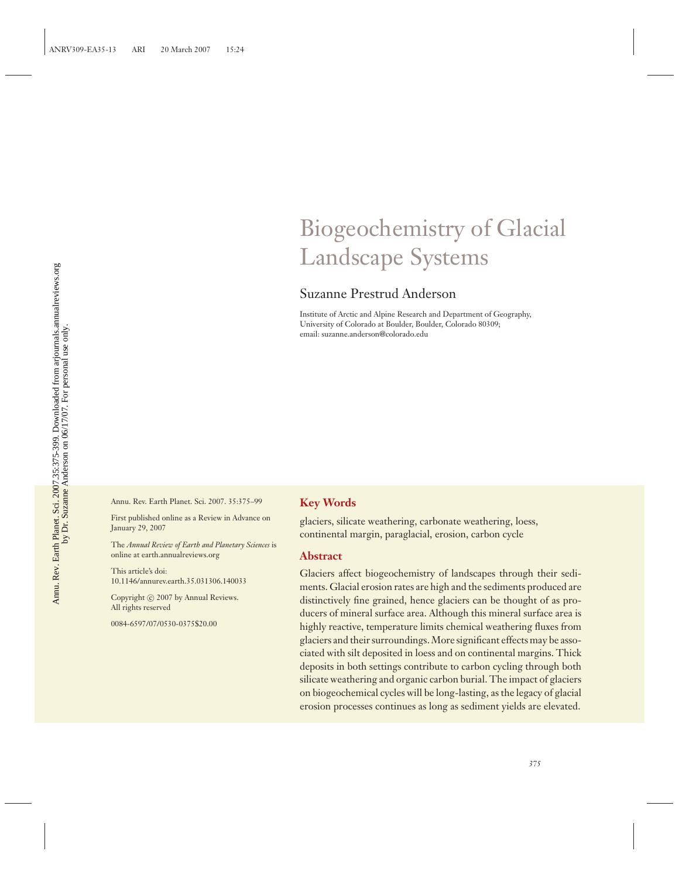# Biogeochemistry of Glacial Landscape Systems

## Suzanne Prestrud Anderson

Institute of Arctic and Alpine Research and Department of Geography, University of Colorado at Boulder, Boulder, Colorado 80309; email: suzanne.anderson@colorado.edu

Annu. Rev. Earth Planet. Sci. 2007. 35:375–99

First published online as a Review in Advance on January 29, 2007

The *Annual Review of Earth and Planetary Sciences* is online at earth.annualreviews.org

This article's doi: 10.1146/annurev.earth.35.031306.140033

Copyright © 2007 by Annual Reviews. All rights reserved

0084-6597/07/0530-0375$20.00

### Key Words

glaciers, silicate weathering, carbonate weathering, loess, continental margin, paraglacial, erosion, carbon cycle

### Abstract

Glaciers affect biogeochemistry of landscapes through their sediments. Glacial erosion rates are high and the sediments produced are distinctively fine grained, hence glaciers can be thought of as producers of mineral surface area. Although this mineral surface area is highly reactive, temperature limits chemical weathering fluxes from glaciers and their surroundings. More significant effects may be associated with silt deposited in loess and on continental margins. Thick deposits in both settings contribute to carbon cycling through both silicate weathering and organic carbon burial. The impact of glaciers on biogeochemical cycles will be long-lasting, as the legacy of glacial erosion processes continues as long as sediment yields are elevated.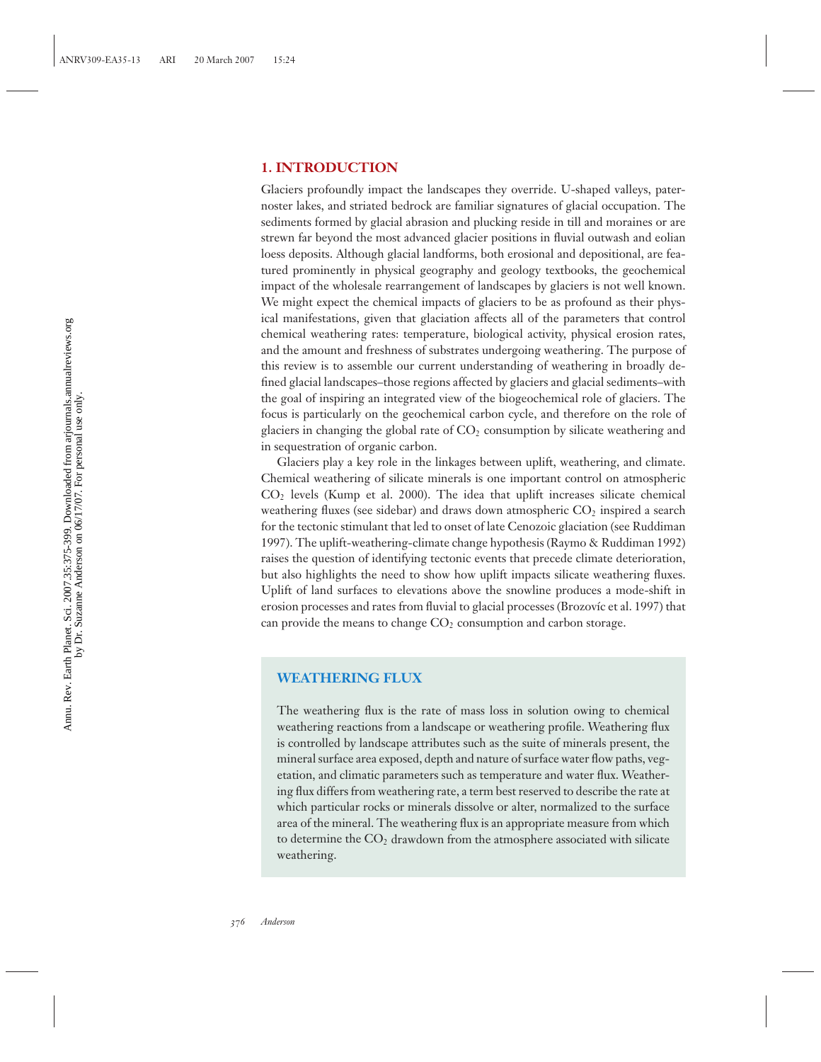## 1. INTRODUCTION

Glaciers profoundly impact the landscapes they override. U-shaped valleys, paternoster lakes, and striated bedrock are familiar signatures of glacial occupation. The sediments formed by glacial abrasion and plucking reside in till and moraines or are strewn far beyond the most advanced glacier positions in fluvial outwash and eolian loess deposits. Although glacial landforms, both erosional and depositional, are featured prominently in physical geography and geology textbooks, the geochemical impact of the wholesale rearrangement of landscapes by glaciers is not well known. We might expect the chemical impacts of glaciers to be as profound as their physical manifestations, given that glaciation affects all of the parameters that control chemical weathering rates: temperature, biological activity, physical erosion rates, and the amount and freshness of substrates undergoing weathering. The purpose of this review is to assemble our current understanding of weathering in broadly defined glacial landscapes–those regions affected by glaciers and glacial sediments–with the goal of inspiring an integrated view of the biogeochemical role of glaciers. The focus is particularly on the geochemical carbon cycle, and therefore on the role of glaciers in changing the global rate of $CO_2$ consumption by silicate weathering and in sequestration of organic carbon.

Glaciers play a key role in the linkages between uplift, weathering, and climate. Chemical weathering of silicate minerals is one important control on atmospheric $CO_2$ levels (Kump et al. 2000). The idea that uplift increases silicate chemical weathering fluxes (see sidebar) and draws down atmospheric $CO_2$ inspired a search for the tectonic stimulant that led to onset of late Cenozoic glaciation (see Ruddiman 1997). The uplift-weathering-climate change hypothesis (Raymo & Ruddiman 1992) raises the question of identifying tectonic events that precede climate deterioration, but also highlights the need to show how uplift impacts silicate weathering fluxes. Uplift of land surfaces to elevations above the snowline produces a mode-shift in erosion processes and rates from fluvial to glacial processes (Brozovíc et al. 1997) that can provide the means to change $CO_2$ consumption and carbon storage.

### WEATHERING FLUX

The weathering flux is the rate of mass loss in solution owing to chemical weathering reactions from a landscape or weathering profile. Weathering flux is controlled by landscape attributes such as the suite of minerals present, the mineral surface area exposed, depth and nature of surface water flow paths, vegetation, and climatic parameters such as temperature and water flux. Weathering flux differs from weathering rate, a term best reserved to describe the rate at which particular rocks or minerals dissolve or alter, normalized to the surface area of the mineral. The weathering flux is an appropriate measure from which to determine the $CO_2$ drawdown from the atmosphere associated with silicate weathering.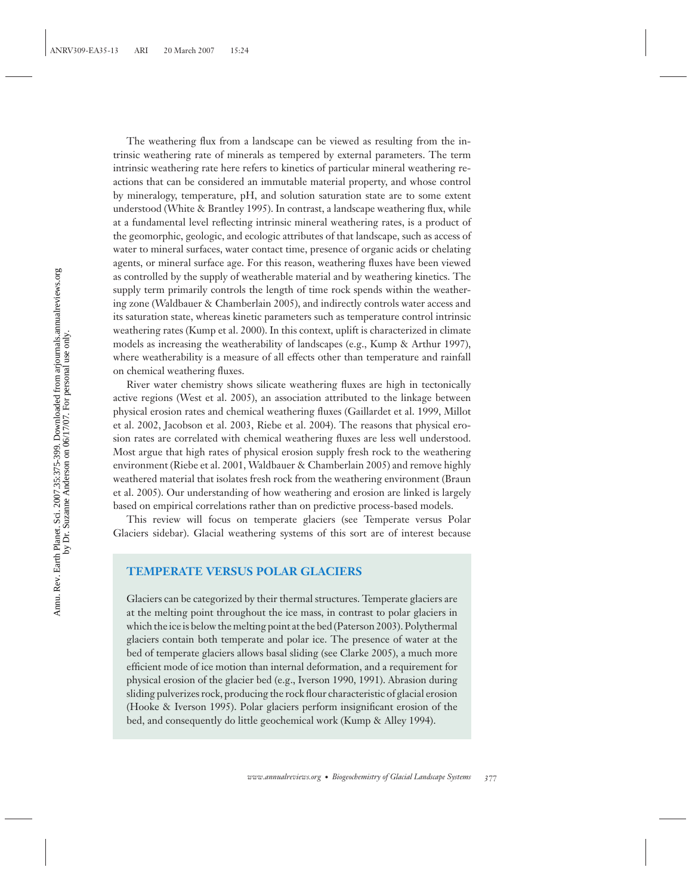The weathering flux from a landscape can be viewed as resulting from the intrinsic weathering rate of minerals as tempered by external parameters. The term intrinsic weathering rate here refers to kinetics of particular mineral weathering reactions that can be considered an immutable material property, and whose control by mineralogy, temperature, pH, and solution saturation state are to some extent understood (White & Brantley 1995). In contrast, a landscape weathering flux, while at a fundamental level reflecting intrinsic mineral weathering rates, is a product of the geomorphic, geologic, and ecologic attributes of that landscape, such as access of water to mineral surfaces, water contact time, presence of organic acids or chelating agents, or mineral surface age. For this reason, weathering fluxes have been viewed as controlled by the supply of weatherable material and by weathering kinetics. The supply term primarily controls the length of time rock spends within the weathering zone (Waldbauer & Chamberlain 2005), and indirectly controls water access and its saturation state, whereas kinetic parameters such as temperature control intrinsic weathering rates (Kump et al. 2000). In this context, uplift is characterized in climate models as increasing the weatherability of landscapes (e.g., Kump & Arthur 1997), where weatherability is a measure of all effects other than temperature and rainfall on chemical weathering fluxes.

River water chemistry shows silicate weathering fluxes are high in tectonically active regions (West et al. 2005), an association attributed to the linkage between physical erosion rates and chemical weathering fluxes (Gaillardet et al. 1999, Millot et al. 2002, Jacobson et al. 2003, Riebe et al. 2004). The reasons that physical erosion rates are correlated with chemical weathering fluxes are less well understood. Most argue that high rates of physical erosion supply fresh rock to the weathering environment (Riebe et al. 2001, Waldbauer & Chamberlain 2005) and remove highly weathered material that isolates fresh rock from the weathering environment (Braun et al. 2005). Our understanding of how weathering and erosion are linked is largely based on empirical correlations rather than on predictive process-based models.

This review will focus on temperate glaciers (see Temperate versus Polar Glaciers sidebar). Glacial weathering systems of this sort are of interest because

## TEMPERATE VERSUS POLAR GLACIERS

Glaciers can be categorized by their thermal structures. Temperate glaciers are at the melting point throughout the ice mass, in contrast to polar glaciers in which the ice is below the melting point at the bed (Paterson 2003). Polythermal glaciers contain both temperate and polar ice. The presence of water at the bed of temperate glaciers allows basal sliding (see Clarke 2005), a much more efficient mode of ice motion than internal deformation, and a requirement for physical erosion of the glacier bed (e.g., Iverson 1990, 1991). Abrasion during sliding pulverizes rock, producing the rock flour characteristic of glacial erosion (Hooke & Iverson 1995). Polar glaciers perform insignificant erosion of the bed, and consequently do little geochemical work (Kump & Alley 1994).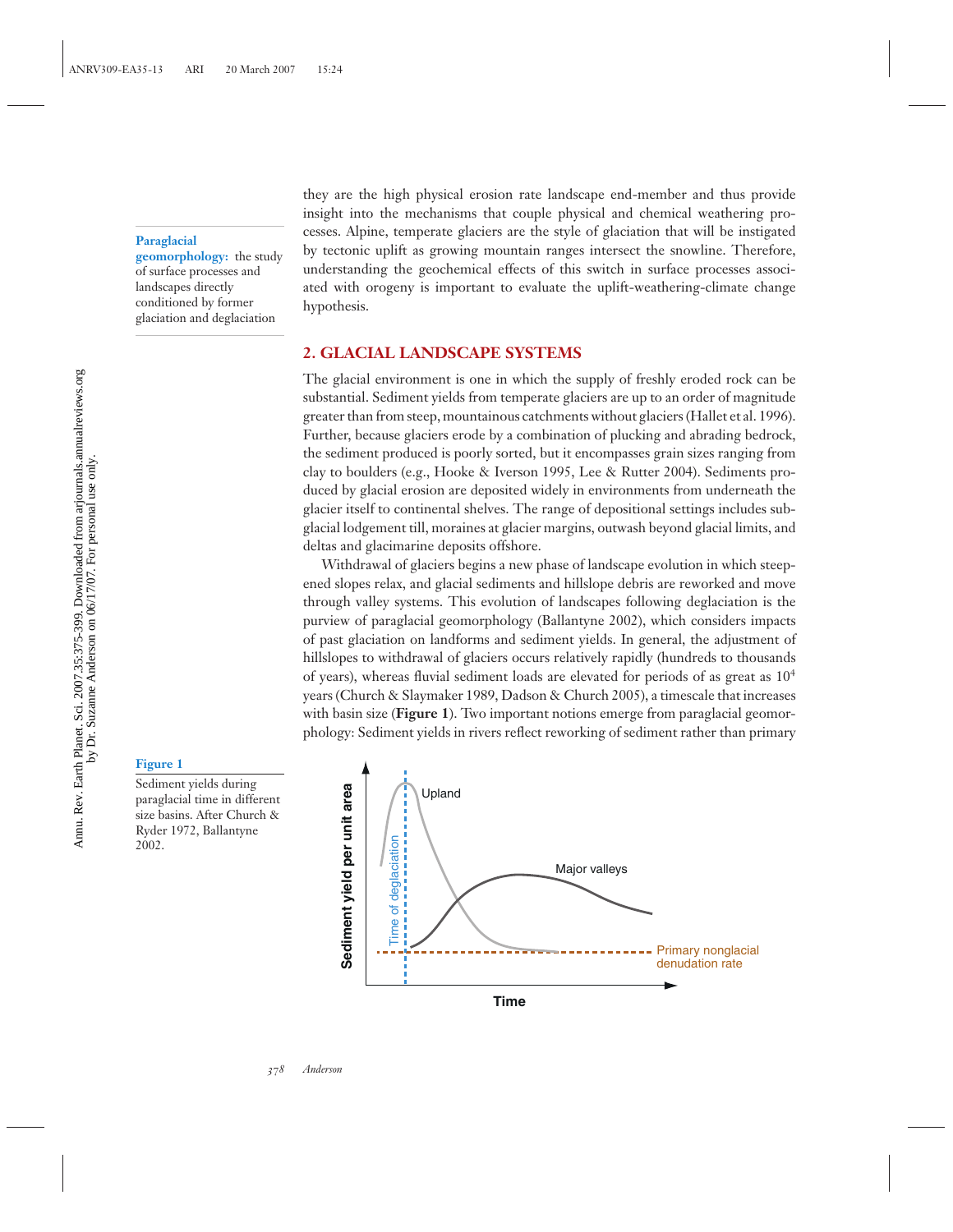they are the high physical erosion rate landscape end-member and thus provide insight into the mechanisms that couple physical and chemical weathering processes. Alpine, temperate glaciers are the style of glaciation that will be instigated by tectonic uplift as growing mountain ranges intersect the snowline. Therefore, understanding the geochemical effects of this switch in surface processes associated with orogeny is important to evaluate the uplift-weathering-climate change hypothesis.

**Paraglacial geomorphology:** the study of surface processes and landscapes directly conditioned by former glaciation and deglaciation

## 2. GLACIAL LANDSCAPE SYSTEMS

The glacial environment is one in which the supply of freshly eroded rock can be substantial. Sediment yields from temperate glaciers are up to an order of magnitude greater than from steep, mountainous catchments without glaciers (Hallet et al. 1996). Further, because glaciers erode by a combination of plucking and abrading bedrock, the sediment produced is poorly sorted, but it encompasses grain sizes ranging from clay to boulders (e.g., Hooke & Iverson 1995, Lee & Rutter 2004). Sediments produced by glacial erosion are deposited widely in environments from underneath the glacier itself to continental shelves. The range of depositional settings includes subglacial lodgement till, moraines at glacier margins, outwash beyond glacial limits, and deltas and glacimarine deposits offshore.

Withdrawal of glaciers begins a new phase of landscape evolution in which steepened slopes relax, and glacial sediments and hillslope debris are reworked and move through valley systems. This evolution of landscapes following deglaciation is the purview of paraglacial geomorphology (Ballantyne 2002), which considers impacts of past glaciation on landforms and sediment yields. In general, the adjustment of hillslopes to withdrawal of glaciers occurs relatively rapidly (hundreds to thousands of years), whereas fluvial sediment loads are elevated for periods of as great as $10^4$ years (Church & Slaymaker 1989, Dadson & Church 2005), a timescale that increases with basin size (**Figure 1**). Two important notions emerge from paraglacial geomorphology: Sediment yields in rivers reflect reworking of sediment rather than primary

**Figure 1**

Sediment yields during paraglacial time in different size basins. After Church & Ryder 1972, Ballantyne 2002.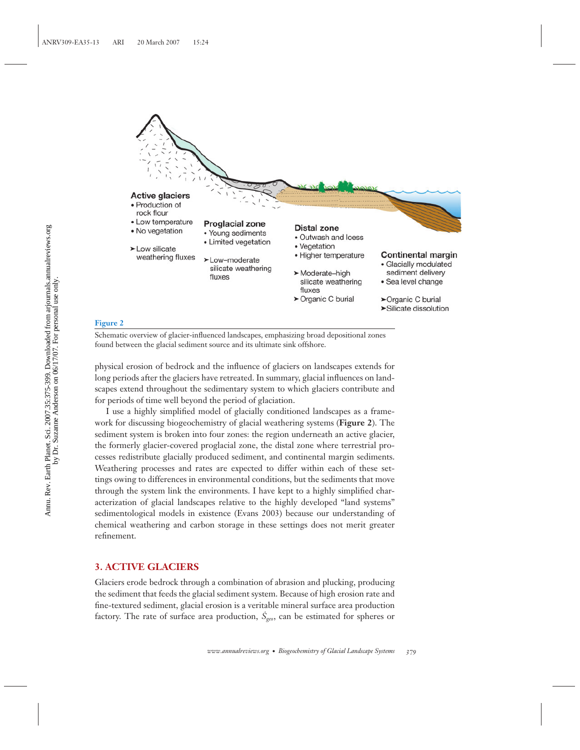Active glaciers
- Production of rock flour
- Low temperature
- No vegetation

➤Low silicate weathering fluxes

Proglacial zone
- Young sediments
- Limited vegetation

➤Low–moderate silicate weathering fluxes

Distal zone
- Outwash and loess
- Vegetation
- Higher temperature

➤Moderate–high silicate weathering fluxes
➤Organic C burial

Continental margin
- Glacially modulated sediment delivery
- Sea level change

➤Organic C burial
➤Silicate dissolution

**Figure 2**

Schematic overview of glacier-influenced landscapes, emphasizing broad depositional zones found between the glacial sediment source and its ultimate sink offshore.

physical erosion of bedrock and the influence of glaciers on landscapes extends for long periods after the glaciers have retreated. In summary, glacial influences on landscapes extend throughout the sedimentary system to which glaciers contribute and for periods of time well beyond the period of glaciation.

I use a highly simplified model of glacially conditioned landscapes as a framework for discussing biogeochemistry of glacial weathering systems (**Figure 2**). The sediment system is broken into four zones: the region underneath an active glacier, the formerly glacier-covered proglacial zone, the distal zone where terrestrial processes redistribute glacially produced sediment, and continental margin sediments. Weathering processes and rates are expected to differ within each of these settings owing to differences in environmental conditions, but the sediments that move through the system link the environments. I have kept to a highly simplified characterization of glacial landscapes relative to the highly developed "land systems" sedimentological models in existence (Evans 2003) because our understanding of chemical weathering and carbon storage in these settings does not merit greater refinement.

## 3. ACTIVE GLACIERS

Glaciers erode bedrock through a combination of abrasion and plucking, producing the sediment that feeds the glacial sediment system. Because of high erosion rate and fine-textured sediment, glacial erosion is a veritable mineral surface area production factory. The rate of surface area production, $\dot{S}_{geo}$, can be estimated for spheres or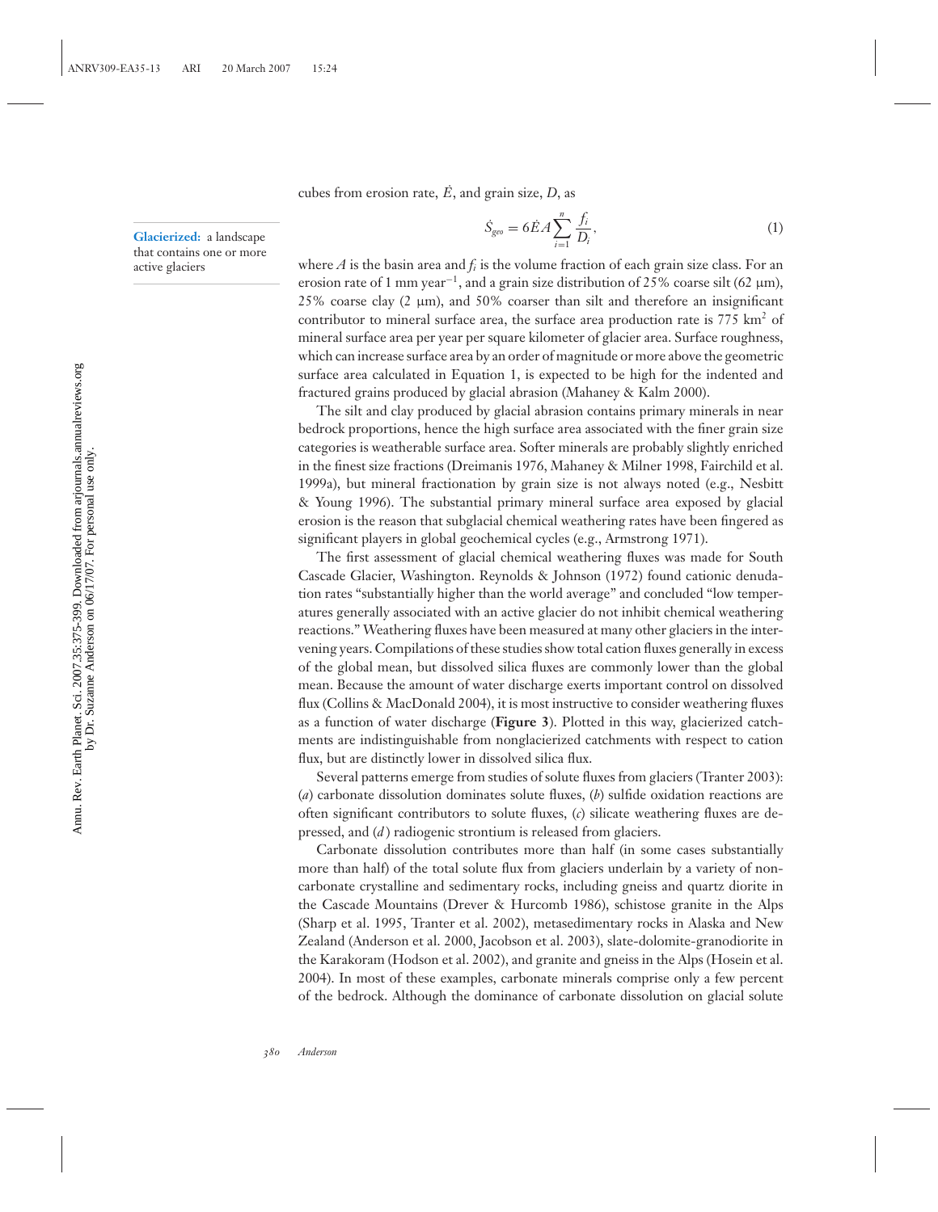cubes from erosion rate, $\dot{E}$, and grain size, $D$, as

**Glacierized:** a landscape that contains one or more active glaciers

$$\dot{S}_{geo} = 6\dot{E}A\sum_{i=1}^{n}\frac{f_i}{D_i}, \tag{1}$$

where $A$ is the basin area and $f_i$ is the volume fraction of each grain size class. For an erosion rate of 1 mm year$^{-1}$, and a grain size distribution of 25% coarse silt (62 μm), 25% coarse clay (2 μm), and 50% coarser than silt and therefore an insignificant contributor to mineral surface area, the surface area production rate is 775 km$^2$ of mineral surface area per year per square kilometer of glacier area. Surface roughness, which can increase surface area by an order of magnitude or more above the geometric surface area calculated in Equation 1, is expected to be high for the indented and fractured grains produced by glacial abrasion (Mahaney & Kalm 2000).

The silt and clay produced by glacial abrasion contains primary minerals in near bedrock proportions, hence the high surface area associated with the finer grain size categories is weatherable surface area. Softer minerals are probably slightly enriched in the finest size fractions (Dreimanis 1976, Mahaney & Milner 1998, Fairchild et al. 1999a), but mineral fractionation by grain size is not always noted (e.g., Nesbitt & Young 1996). The substantial primary mineral surface area exposed by glacial erosion is the reason that subglacial chemical weathering rates have been fingered as significant players in global geochemical cycles (e.g., Armstrong 1971).

The first assessment of glacial chemical weathering fluxes was made for South Cascade Glacier, Washington. Reynolds & Johnson (1972) found cationic denudation rates "substantially higher than the world average" and concluded "low temperatures generally associated with an active glacier do not inhibit chemical weathering reactions." Weathering fluxes have been measured at many other glaciers in the intervening years. Compilations of these studies show total cation fluxes generally in excess of the global mean, but dissolved silica fluxes are commonly lower than the global mean. Because the amount of water discharge exerts important control on dissolved flux (Collins & MacDonald 2004), it is most instructive to consider weathering fluxes as a function of water discharge (**Figure 3**). Plotted in this way, glacierized catchments are indistinguishable from nonglacierized catchments with respect to cation flux, but are distinctly lower in dissolved silica flux.

Several patterns emerge from studies of solute fluxes from glaciers (Tranter 2003): (*a*) carbonate dissolution dominates solute fluxes, (*b*) sulfide oxidation reactions are often significant contributors to solute fluxes, (*c*) silicate weathering fluxes are depressed, and (*d*) radiogenic strontium is released from glaciers.

Carbonate dissolution contributes more than half (in some cases substantially more than half) of the total solute flux from glaciers underlain by a variety of noncarbonate crystalline and sedimentary rocks, including gneiss and quartz diorite in the Cascade Mountains (Drever & Hurcomb 1986), schistose granite in the Alps (Sharp et al. 1995, Tranter et al. 2002), metasedimentary rocks in Alaska and New Zealand (Anderson et al. 2000, Jacobson et al. 2003), slate-dolomite-granodiorite in the Karakoram (Hodson et al. 2002), and granite and gneiss in the Alps (Hosein et al. 2004). In most of these examples, carbonate minerals comprise only a few percent of the bedrock. Although the dominance of carbonate dissolution on glacial solute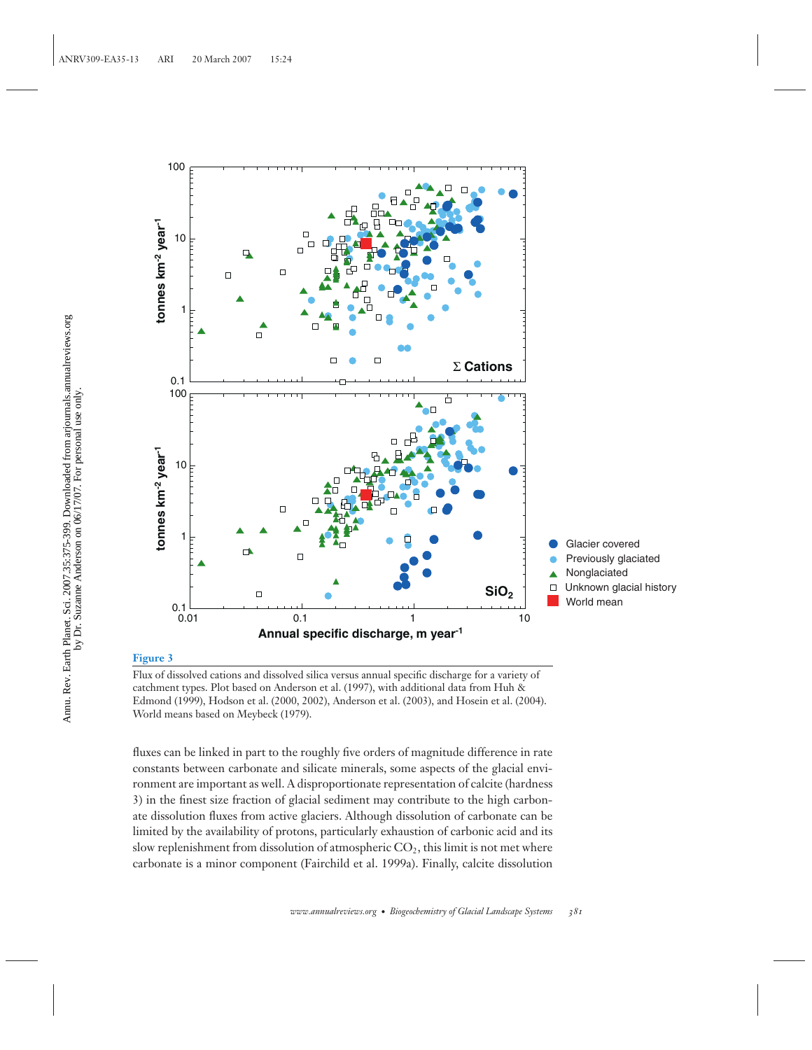**Figure 3**

Flux of dissolved cations and dissolved silica versus annual specific discharge for a variety of catchment types. Plot based on Anderson et al. (1997), with additional data from Huh & Edmond (1999), Hodson et al. (2000, 2002), Anderson et al. (2003), and Hosein et al. (2004). World means based on Meybeck (1979).

fluxes can be linked in part to the roughly five orders of magnitude difference in rate constants between carbonate and silicate minerals, some aspects of the glacial environment are important as well. A disproportionate representation of calcite (hardness 3) in the finest size fraction of glacial sediment may contribute to the high carbonate dissolution fluxes from active glaciers. Although dissolution of carbonate can be limited by the availability of protons, particularly exhaustion of carbonic acid and its slow replenishment from dissolution of atmospheric $CO_2$, this limit is not met where carbonate is a minor component (Fairchild et al. 1999a). Finally, calcite dissolution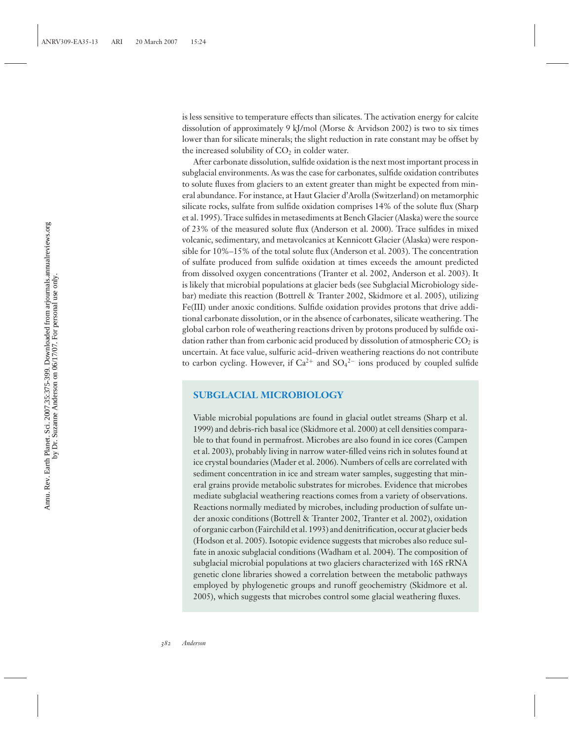is less sensitive to temperature effects than silicates. The activation energy for calcite dissolution of approximately 9 kJ/mol (Morse & Arvidson 2002) is two to six times lower than for silicate minerals; the slight reduction in rate constant may be offset by the increased solubility of $CO_2$ in colder water.

After carbonate dissolution, sulfide oxidation is the next most important process in subglacial environments. As was the case for carbonates, sulfide oxidation contributes to solute fluxes from glaciers to an extent greater than might be expected from mineral abundance. For instance, at Haut Glacier d'Arolla (Switzerland) on metamorphic silicate rocks, sulfate from sulfide oxidation comprises 14% of the solute flux (Sharp et al. 1995). Trace sulfides in metasediments at Bench Glacier (Alaska) were the source of 23% of the measured solute flux (Anderson et al. 2000). Trace sulfides in mixed volcanic, sedimentary, and metavolcanics at Kennicott Glacier (Alaska) were responsible for 10%–15% of the total solute flux (Anderson et al. 2003). The concentration of sulfate produced from sulfide oxidation at times exceeds the amount predicted from dissolved oxygen concentrations (Tranter et al. 2002, Anderson et al. 2003). It is likely that microbial populations at glacier beds (see Subglacial Microbiology sidebar) mediate this reaction (Bottrell & Tranter 2002, Skidmore et al. 2005), utilizing Fe(III) under anoxic conditions. Sulfide oxidation provides protons that drive additional carbonate dissolution, or in the absence of carbonates, silicate weathering. The global carbon role of weathering reactions driven by protons produced by sulfide oxidation rather than from carbonic acid produced by dissolution of atmospheric $CO_2$ is uncertain. At face value, sulfuric acid–driven weathering reactions do not contribute to carbon cycling. However, if $Ca^{2+}$ and $SO_4^{2-}$ ions produced by coupled sulfide

## SUBGLACIAL MICROBIOLOGY

Viable microbial populations are found in glacial outlet streams (Sharp et al. 1999) and debris-rich basal ice (Skidmore et al. 2000) at cell densities comparable to that found in permafrost. Microbes are also found in ice cores (Campen et al. 2003), probably living in narrow water-filled veins rich in solutes found at ice crystal boundaries (Mader et al. 2006). Numbers of cells are correlated with sediment concentration in ice and stream water samples, suggesting that mineral grains provide metabolic substrates for microbes. Evidence that microbes mediate subglacial weathering reactions comes from a variety of observations. Reactions normally mediated by microbes, including production of sulfate under anoxic conditions (Bottrell & Tranter 2002, Tranter et al. 2002), oxidation of organic carbon (Fairchild et al. 1993) and denitrification, occur at glacier beds (Hodson et al. 2005). Isotopic evidence suggests that microbes also reduce sulfate in anoxic subglacial conditions (Wadham et al. 2004). The composition of subglacial microbial populations at two glaciers characterized with 16S rRNA genetic clone libraries showed a correlation between the metabolic pathways employed by phylogenetic groups and runoff geochemistry (Skidmore et al. 2005), which suggests that microbes control some glacial weathering fluxes.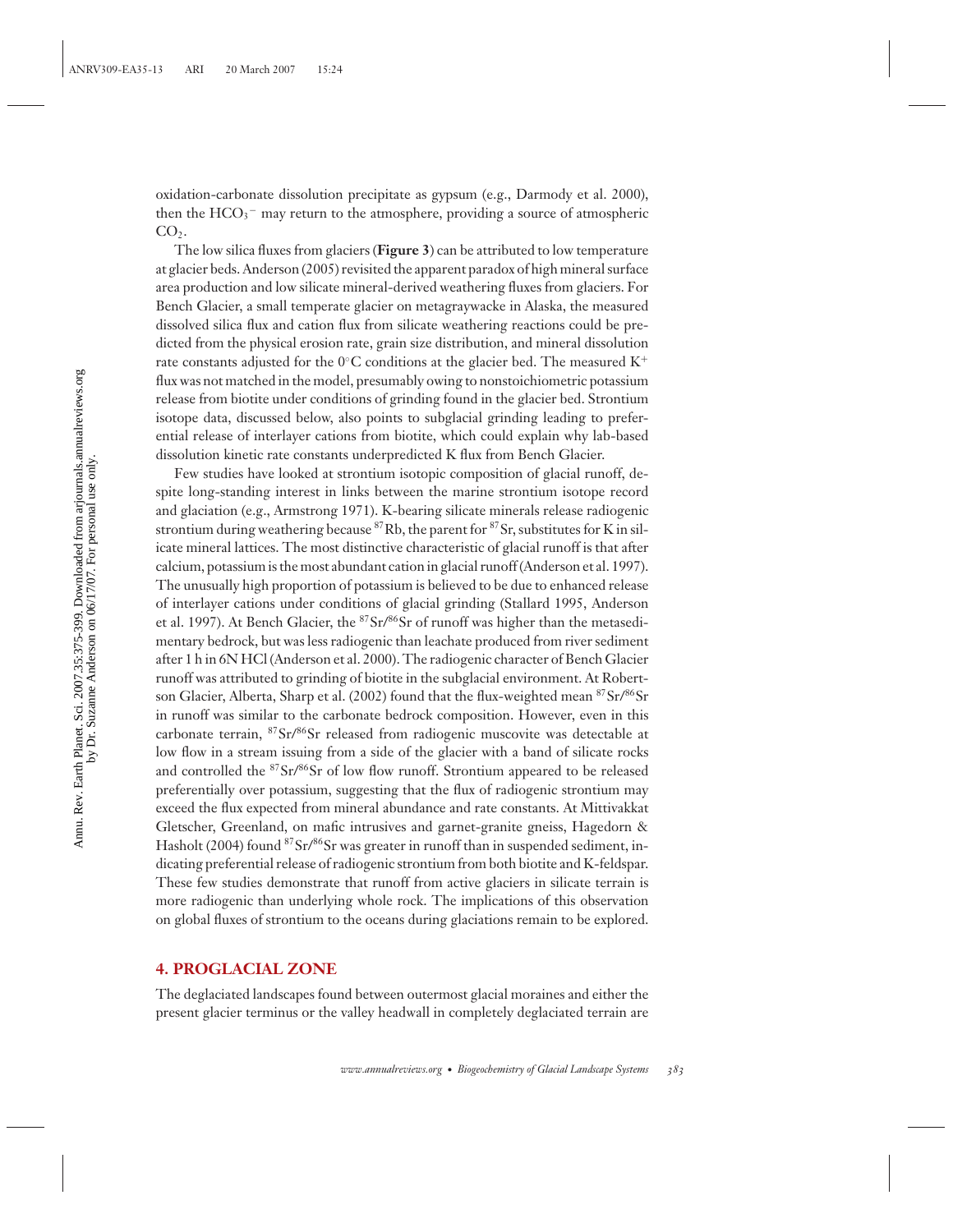oxidation-carbonate dissolution precipitate as gypsum (e.g., Darmody et al. 2000), then the $HCO_3^-$ may return to the atmosphere, providing a source of atmospheric $CO_2$.

The low silica fluxes from glaciers (**Figure 3**) can be attributed to low temperature at glacier beds. Anderson (2005) revisited the apparent paradox of high mineral surface area production and low silicate mineral-derived weathering fluxes from glaciers. For Bench Glacier, a small temperate glacier on metagraywacke in Alaska, the measured dissolved silica flux and cation flux from silicate weathering reactions could be predicted from the physical erosion rate, grain size distribution, and mineral dissolution rate constants adjusted for the 0°C conditions at the glacier bed. The measured $K^+$ flux was not matched in the model, presumably owing to nonstoichiometric potassium release from biotite under conditions of grinding found in the glacier bed. Strontium isotope data, discussed below, also points to subglacial grinding leading to preferential release of interlayer cations from biotite, which could explain why lab-based dissolution kinetic rate constants underpredicted K flux from Bench Glacier.

Few studies have looked at strontium isotopic composition of glacial runoff, despite long-standing interest in links between the marine strontium isotope record and glaciation (e.g., Armstrong 1971). K-bearing silicate minerals release radiogenic strontium during weathering because $^{87}Rb$, the parent for $^{87}Sr$, substitutes for K in silicate mineral lattices. The most distinctive characteristic of glacial runoff is that after calcium, potassium is the most abundant cation in glacial runoff (Anderson et al. 1997). The unusually high proportion of potassium is believed to be due to enhanced release of interlayer cations under conditions of glacial grinding (Stallard 1995, Anderson et al. 1997). At Bench Glacier, the $^{87}Sr/^{86}Sr$ of runoff was higher than the metasedimentary bedrock, but was less radiogenic than leachate produced from river sediment after 1 h in 6N HCl (Anderson et al. 2000). The radiogenic character of Bench Glacier runoff was attributed to grinding of biotite in the subglacial environment. At Robertson Glacier, Alberta, Sharp et al. (2002) found that the flux-weighted mean $^{87}Sr/^{86}Sr$ in runoff was similar to the carbonate bedrock composition. However, even in this carbonate terrain, $^{87}Sr/^{86}Sr$ released from radiogenic muscovite was detectable at low flow in a stream issuing from a side of the glacier with a band of silicate rocks and controlled the $^{87}Sr/^{86}Sr$ of low flow runoff. Strontium appeared to be released preferentially over potassium, suggesting that the flux of radiogenic strontium may exceed the flux expected from mineral abundance and rate constants. At Mittivakkat Gletscher, Greenland, on mafic intrusives and garnet-granite gneiss, Hagedorn & Hasholt (2004) found $^{87}Sr/^{86}Sr$ was greater in runoff than in suspended sediment, indicating preferential release of radiogenic strontium from both biotite and K-feldspar. These few studies demonstrate that runoff from active glaciers in silicate terrain is more radiogenic than underlying whole rock. The implications of this observation on global fluxes of strontium to the oceans during glaciations remain to be explored.

## 4. PROGLACIAL ZONE

The deglaciated landscapes found between outermost glacial moraines and either the present glacier terminus or the valley headwall in completely deglaciated terrain are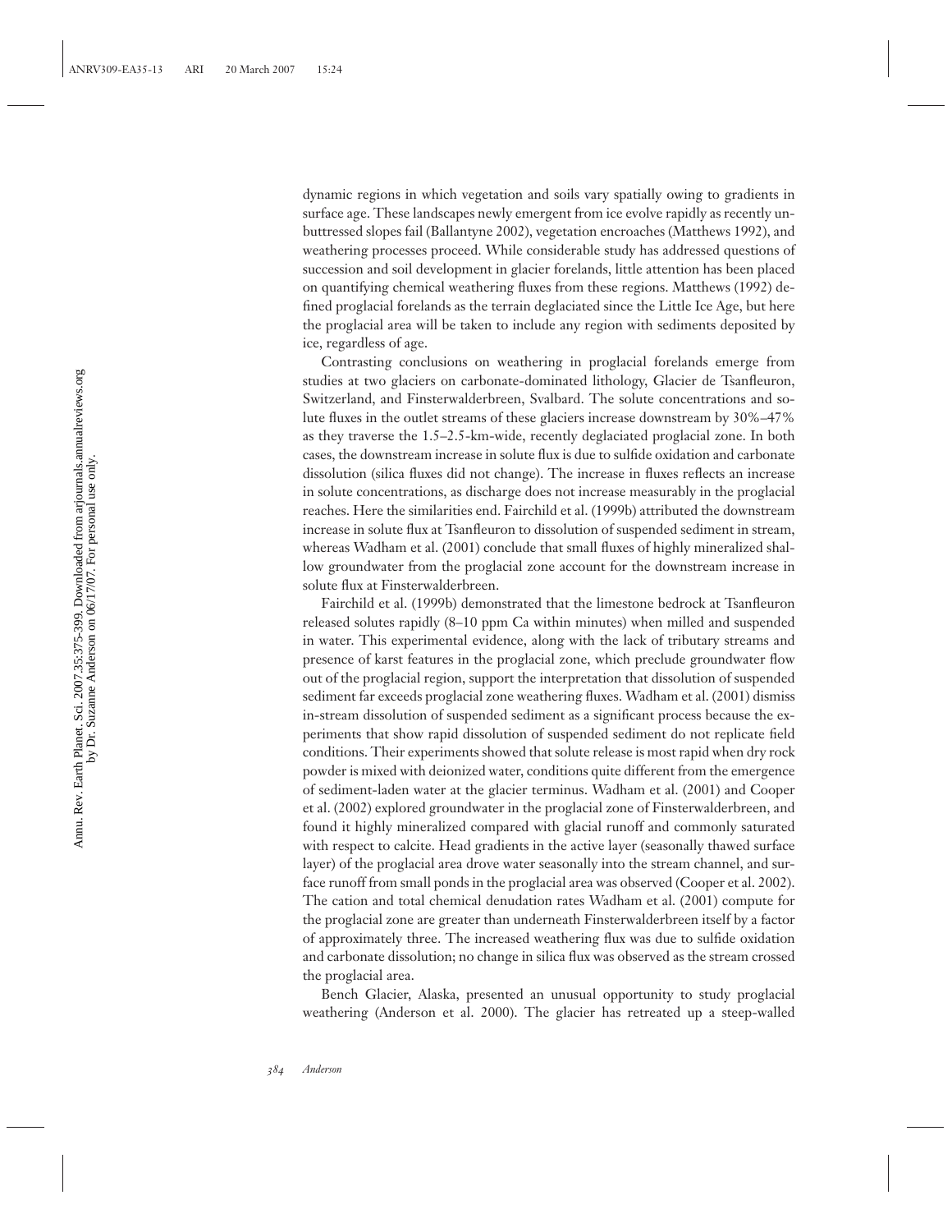dynamic regions in which vegetation and soils vary spatially owing to gradients in surface age. These landscapes newly emergent from ice evolve rapidly as recently unbuttressed slopes fail (Ballantyne 2002), vegetation encroaches (Matthews 1992), and weathering processes proceed. While considerable study has addressed questions of succession and soil development in glacier forelands, little attention has been placed on quantifying chemical weathering fluxes from these regions. Matthews (1992) defined proglacial forelands as the terrain deglaciated since the Little Ice Age, but here the proglacial area will be taken to include any region with sediments deposited by ice, regardless of age.

Contrasting conclusions on weathering in proglacial forelands emerge from studies at two glaciers on carbonate-dominated lithology, Glacier de Tsanfleuron, Switzerland, and Finsterwalderbreen, Svalbard. The solute concentrations and solute fluxes in the outlet streams of these glaciers increase downstream by 30%–47% as they traverse the 1.5–2.5-km-wide, recently deglaciated proglacial zone. In both cases, the downstream increase in solute flux is due to sulfide oxidation and carbonate dissolution (silica fluxes did not change). The increase in fluxes reflects an increase in solute concentrations, as discharge does not increase measurably in the proglacial reaches. Here the similarities end. Fairchild et al. (1999b) attributed the downstream increase in solute flux at Tsanfleuron to dissolution of suspended sediment in stream, whereas Wadham et al. (2001) conclude that small fluxes of highly mineralized shallow groundwater from the proglacial zone account for the downstream increase in solute flux at Finsterwalderbreen.

Fairchild et al. (1999b) demonstrated that the limestone bedrock at Tsanfleuron released solutes rapidly (8–10 ppm Ca within minutes) when milled and suspended in water. This experimental evidence, along with the lack of tributary streams and presence of karst features in the proglacial zone, which preclude groundwater flow out of the proglacial region, support the interpretation that dissolution of suspended sediment far exceeds proglacial zone weathering fluxes. Wadham et al. (2001) dismiss in-stream dissolution of suspended sediment as a significant process because the experiments that show rapid dissolution of suspended sediment do not replicate field conditions. Their experiments showed that solute release is most rapid when dry rock powder is mixed with deionized water, conditions quite different from the emergence of sediment-laden water at the glacier terminus. Wadham et al. (2001) and Cooper et al. (2002) explored groundwater in the proglacial zone of Finsterwalderbreen, and found it highly mineralized compared with glacial runoff and commonly saturated with respect to calcite. Head gradients in the active layer (seasonally thawed surface layer) of the proglacial area drove water seasonally into the stream channel, and surface runoff from small ponds in the proglacial area was observed (Cooper et al. 2002). The cation and total chemical denudation rates Wadham et al. (2001) compute for the proglacial zone are greater than underneath Finsterwalderbreen itself by a factor of approximately three. The increased weathering flux was due to sulfide oxidation and carbonate dissolution; no change in silica flux was observed as the stream crossed the proglacial area.

Bench Glacier, Alaska, presented an unusual opportunity to study proglacial weathering (Anderson et al. 2000). The glacier has retreated up a steep-walled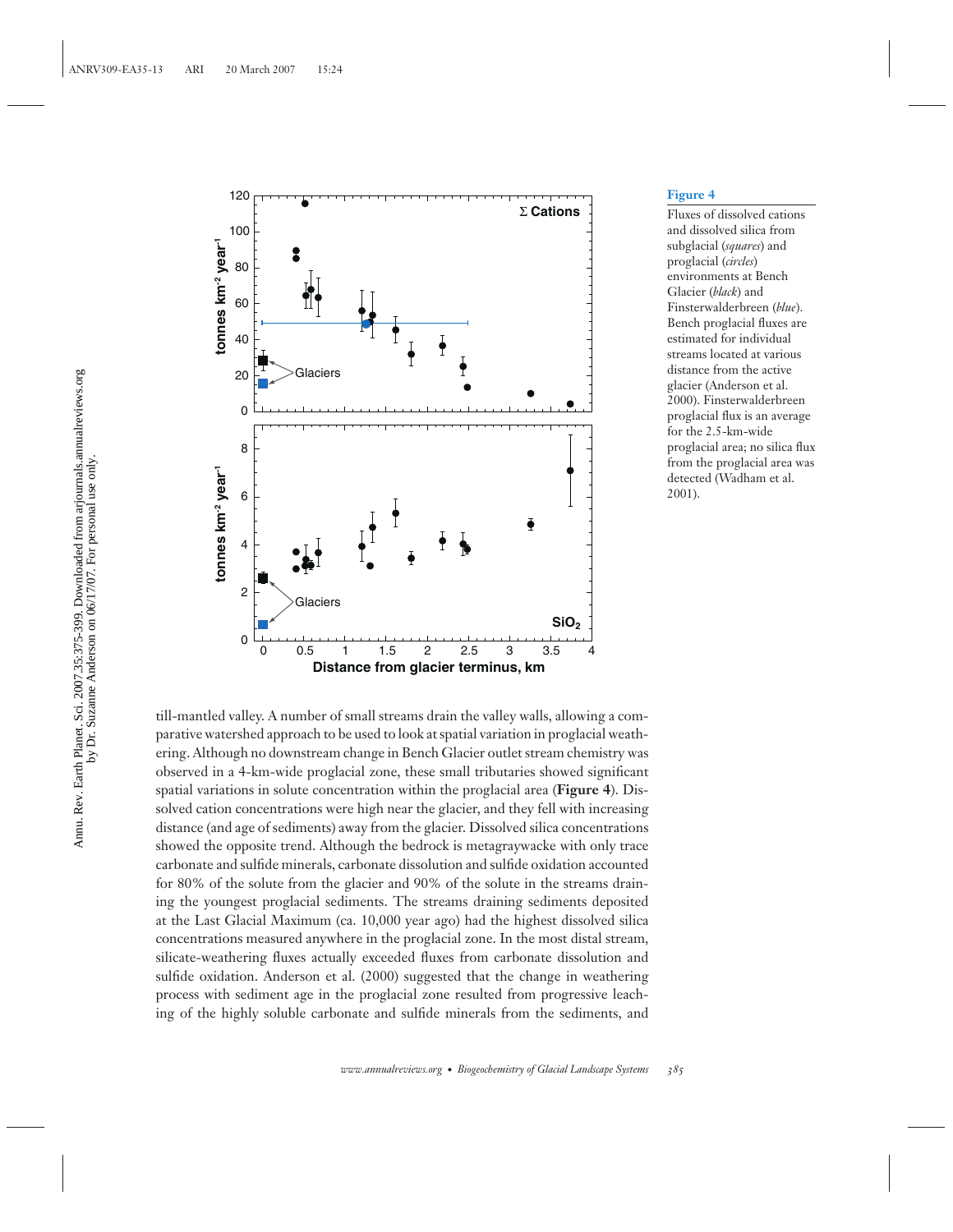**Figure 4**

Fluxes of dissolved cations and dissolved silica from subglacial (*squares*) and proglacial (*circles*) environments at Bench Glacier (*black*) and Finsterwalderbreen (*blue*). Bench proglacial fluxes are estimated for individual streams located at various distance from the active glacier (Anderson et al. 2000). Finsterwalderbreen proglacial flux is an average for the 2.5-km-wide proglacial area; no silica flux from the proglacial area was detected (Wadham et al. 2001).

till-mantled valley. A number of small streams drain the valley walls, allowing a comparative watershed approach to be used to look at spatial variation in proglacial weathering. Although no downstream change in Bench Glacier outlet stream chemistry was observed in a 4-km-wide proglacial zone, these small tributaries showed significant spatial variations in solute concentration within the proglacial area (**Figure 4**). Dissolved cation concentrations were high near the glacier, and they fell with increasing distance (and age of sediments) away from the glacier. Dissolved silica concentrations showed the opposite trend. Although the bedrock is metagraywacke with only trace carbonate and sulfide minerals, carbonate dissolution and sulfide oxidation accounted for 80% of the solute from the glacier and 90% of the solute in the streams draining the youngest proglacial sediments. The streams draining sediments deposited at the Last Glacial Maximum (ca. 10,000 year ago) had the highest dissolved silica concentrations measured anywhere in the proglacial zone. In the most distal stream, silicate-weathering fluxes actually exceeded fluxes from carbonate dissolution and sulfide oxidation. Anderson et al. (2000) suggested that the change in weathering process with sediment age in the proglacial zone resulted from progressive leaching of the highly soluble carbonate and sulfide minerals from the sediments, and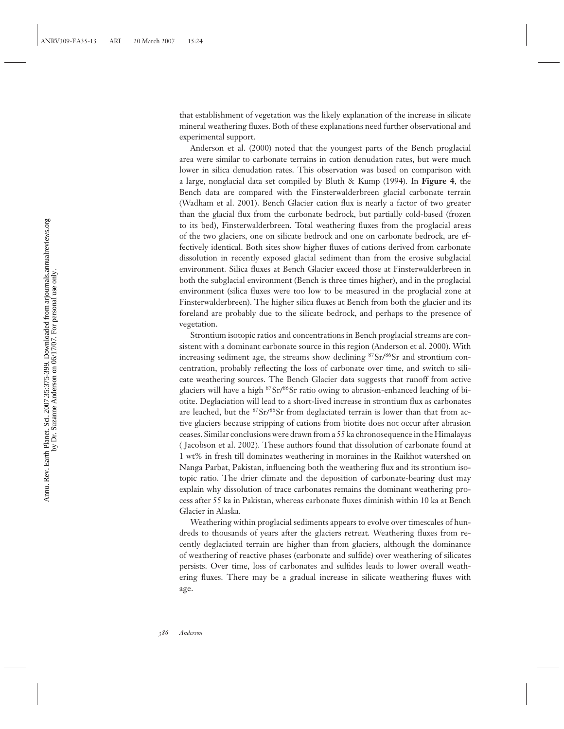that establishment of vegetation was the likely explanation of the increase in silicate mineral weathering fluxes. Both of these explanations need further observational and experimental support.

Anderson et al. (2000) noted that the youngest parts of the Bench proglacial area were similar to carbonate terrains in cation denudation rates, but were much lower in silica denudation rates. This observation was based on comparison with a large, nonglacial data set compiled by Bluth & Kump (1994). In **Figure 4**, the Bench data are compared with the Finsterwalderbreen glacial carbonate terrain (Wadham et al. 2001). Bench Glacier cation flux is nearly a factor of two greater than the glacial flux from the carbonate bedrock, but partially cold-based (frozen to its bed), Finsterwalderbreen. Total weathering fluxes from the proglacial areas of the two glaciers, one on silicate bedrock and one on carbonate bedrock, are effectively identical. Both sites show higher fluxes of cations derived from carbonate dissolution in recently exposed glacial sediment than from the erosive subglacial environment. Silica fluxes at Bench Glacier exceed those at Finsterwalderbreen in both the subglacial environment (Bench is three times higher), and in the proglacial environment (silica fluxes were too low to be measured in the proglacial zone at Finsterwalderbreen). The higher silica fluxes at Bench from both the glacier and its foreland are probably due to the silicate bedrock, and perhaps to the presence of vegetation.

Strontium isotopic ratios and concentrations in Bench proglacial streams are consistent with a dominant carbonate source in this region (Anderson et al. 2000). With increasing sediment age, the streams show declining $^{87}Sr/^{86}Sr$ and strontium concentration, probably reflecting the loss of carbonate over time, and switch to silicate weathering sources. The Bench Glacier data suggests that runoff from active glaciers will have a high $^{87}Sr/^{86}Sr$ ratio owing to abrasion-enhanced leaching of biotite. Deglaciation will lead to a short-lived increase in strontium flux as carbonates are leached, but the $^{87}Sr/^{86}Sr$ from deglaciated terrain is lower than that from active glaciers because stripping of cations from biotite does not occur after abrasion ceases. Similar conclusions were drawn from a 55 ka chronosequence in the Himalayas (Jacobson et al. 2002). These authors found that dissolution of carbonate found at 1 wt% in fresh till dominates weathering in moraines in the Raikhot watershed on Nanga Parbat, Pakistan, influencing both the weathering flux and its strontium isotopic ratio. The drier climate and the deposition of carbonate-bearing dust may explain why dissolution of trace carbonates remains the dominant weathering process after 55 ka in Pakistan, whereas carbonate fluxes diminish within 10 ka at Bench Glacier in Alaska.

Weathering within proglacial sediments appears to evolve over timescales of hundreds to thousands of years after the glaciers retreat. Weathering fluxes from recently deglaciated terrain are higher than from glaciers, although the dominance of weathering of reactive phases (carbonate and sulfide) over weathering of silicates persists. Over time, loss of carbonates and sulfides leads to lower overall weathering fluxes. There may be a gradual increase in silicate weathering fluxes with age.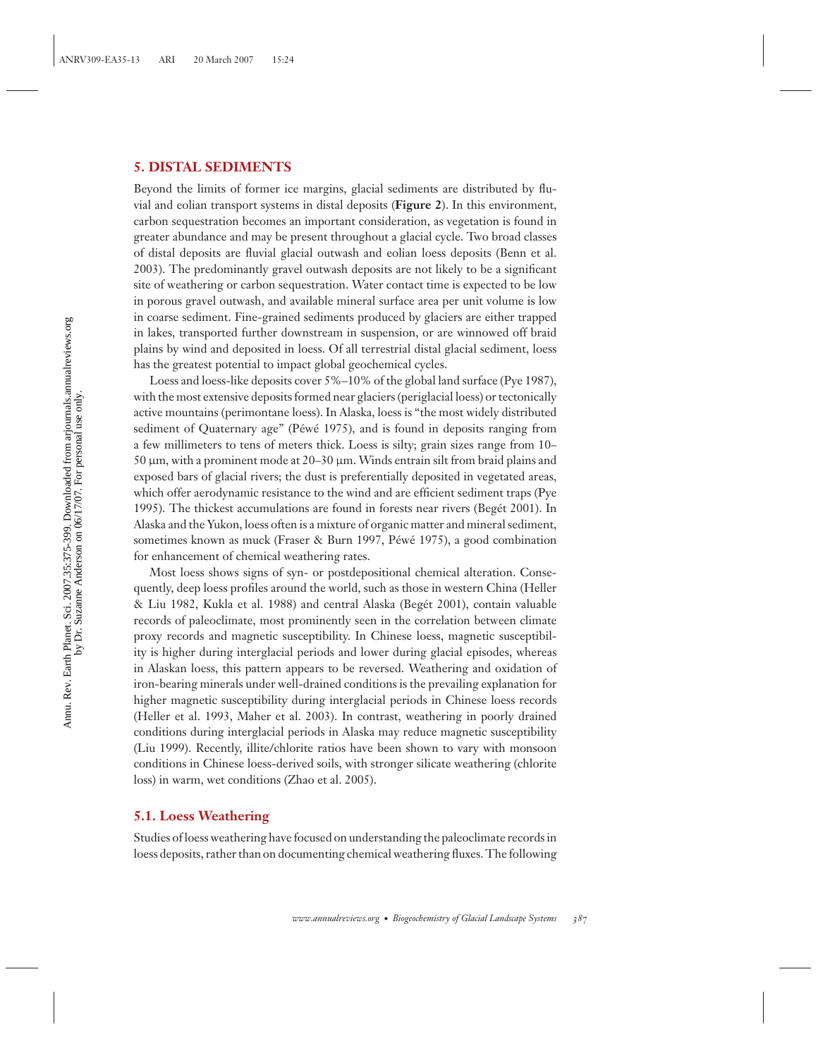## 5. DISTAL SEDIMENTS

Beyond the limits of former ice margins, glacial sediments are distributed by fluvial and eolian transport systems in distal deposits (**Figure 2**). In this environment, carbon sequestration becomes an important consideration, as vegetation is found in greater abundance and may be present throughout a glacial cycle. Two broad classes of distal deposits are fluvial glacial outwash and eolian loess deposits (Benn et al. 2003). The predominantly gravel outwash deposits are not likely to be a significant site of weathering or carbon sequestration. Water contact time is expected to be low in porous gravel outwash, and available mineral surface area per unit volume is low in coarse sediment. Fine-grained sediments produced by glaciers are either trapped in lakes, transported further downstream in suspension, or are winnowed off braid plains by wind and deposited in loess. Of all terrestrial distal glacial sediment, loess has the greatest potential to impact global geochemical cycles.

Loess and loess-like deposits cover 5%–10% of the global land surface (Pye 1987), with the most extensive deposits formed near glaciers (periglacial loess) or tectonically active mountains (perimontane loess). In Alaska, loess is "the most widely distributed sediment of Quaternary age" (Péwé 1975), and is found in deposits ranging from a few millimeters to tens of meters thick. Loess is silty; grain sizes range from 10–50 μm, with a prominent mode at 20–30 μm. Winds entrain silt from braid plains and exposed bars of glacial rivers; the dust is preferentially deposited in vegetated areas, which offer aerodynamic resistance to the wind and are efficient sediment traps (Pye 1995). The thickest accumulations are found in forests near rivers (Begét 2001). In Alaska and the Yukon, loess often is a mixture of organic matter and mineral sediment, sometimes known as muck (Fraser & Burn 1997, Péwé 1975), a good combination for enhancement of chemical weathering rates.

Most loess shows signs of syn- or postdepositional chemical alteration. Consequently, deep loess profiles around the world, such as those in western China (Heller & Liu 1982, Kukla et al. 1988) and central Alaska (Begét 2001), contain valuable records of paleoclimate, most prominently seen in the correlation between climate proxy records and magnetic susceptibility. In Chinese loess, magnetic susceptibility is higher during interglacial periods and lower during glacial episodes, whereas in Alaskan loess, this pattern appears to be reversed. Weathering and oxidation of iron-bearing minerals under well-drained conditions is the prevailing explanation for higher magnetic susceptibility during interglacial periods in Chinese loess records (Heller et al. 1993, Maher et al. 2003). In contrast, weathering in poorly drained conditions during interglacial periods in Alaska may reduce magnetic susceptibility (Liu 1999). Recently, illite/chlorite ratios have been shown to vary with monsoon conditions in Chinese loess-derived soils, with stronger silicate weathering (chlorite loss) in warm, wet conditions (Zhao et al. 2005).

### 5.1. Loess Weathering

Studies of loess weathering have focused on understanding the paleoclimate records in loess deposits, rather than on documenting chemical weathering fluxes. The following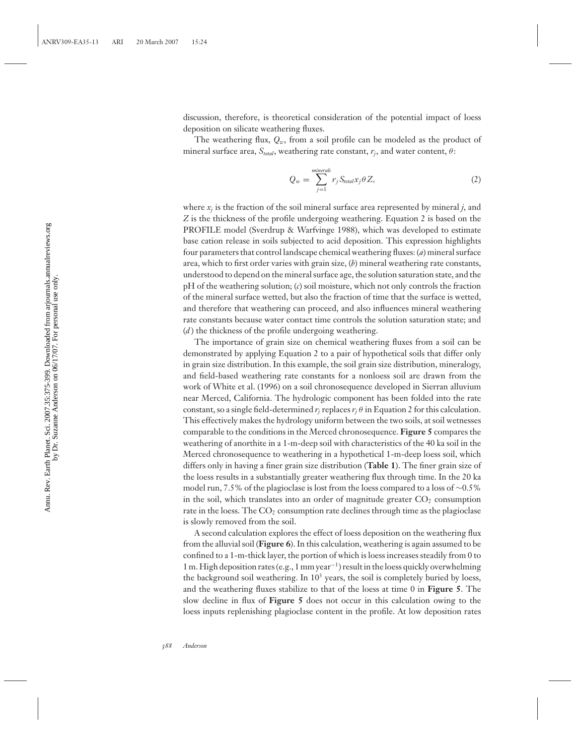discussion, therefore, is theoretical consideration of the potential impact of loess deposition on silicate weathering fluxes.

The weathering flux, $Q_w$, from a soil profile can be modeled as the product of mineral surface area, $S_{total}$, weathering rate constant, $r_j$, and water content, $\theta$:

$$Q_w = \sum_{j=1}^{minerals} r_j S_{total} x_j \theta Z, \tag{2}$$

where $x_j$ is the fraction of the soil mineral surface area represented by mineral $j$, and $Z$ is the thickness of the profile undergoing weathering. Equation 2 is based on the PROFILE model (Sverdrup & Warfvinge 1988), which was developed to estimate base cation release in soils subjected to acid deposition. This expression highlights four parameters that control landscape chemical weathering fluxes: (*a*) mineral surface area, which to first order varies with grain size, (*b*) mineral weathering rate constants, understood to depend on the mineral surface age, the solution saturation state, and the pH of the weathering solution; (*c*) soil moisture, which not only controls the fraction of the mineral surface wetted, but also the fraction of time that the surface is wetted, and therefore that weathering can proceed, and also influences mineral weathering rate constants because water contact time controls the solution saturation state; and (*d*) the thickness of the profile undergoing weathering.

The importance of grain size on chemical weathering fluxes from a soil can be demonstrated by applying Equation 2 to a pair of hypothetical soils that differ only in grain size distribution. In this example, the soil grain size distribution, mineralogy, and field-based weathering rate constants for a nonloess soil are drawn from the work of White et al. (1996) on a soil chronosequence developed in Sierran alluvium near Merced, California. The hydrologic component has been folded into the rate constant, so a single field-determined $r_j$ replaces $r_j\,\theta$ in Equation 2 for this calculation. This effectively makes the hydrology uniform between the two soils, at soil wetnesses comparable to the conditions in the Merced chronosequence. **Figure 5** compares the weathering of anorthite in a 1-m-deep soil with characteristics of the 40 ka soil in the Merced chronosequence to weathering in a hypothetical 1-m-deep loess soil, which differs only in having a finer grain size distribution (**Table 1**). The finer grain size of the loess results in a substantially greater weathering flux through time. In the 20 ka model run, 7.5% of the plagioclase is lost from the loess compared to a loss of ~0.5% in the soil, which translates into an order of magnitude greater $CO_2$ consumption rate in the loess. The $CO_2$ consumption rate declines through time as the plagioclase is slowly removed from the soil.

A second calculation explores the effect of loess deposition on the weathering flux from the alluvial soil (**Figure 6**). In this calculation, weathering is again assumed to be confined to a 1-m-thick layer, the portion of which is loess increases steadily from 0 to 1 m. High deposition rates (e.g., 1 mm year$^{-1}$) result in the loess quickly overwhelming the background soil weathering. In $10^3$ years, the soil is completely buried by loess, and the weathering fluxes stabilize to that of the loess at time 0 in **Figure 5**. The slow decline in flux of **Figure 5** does not occur in this calculation owing to the loess inputs replenishing plagioclase content in the profile. At low deposition rates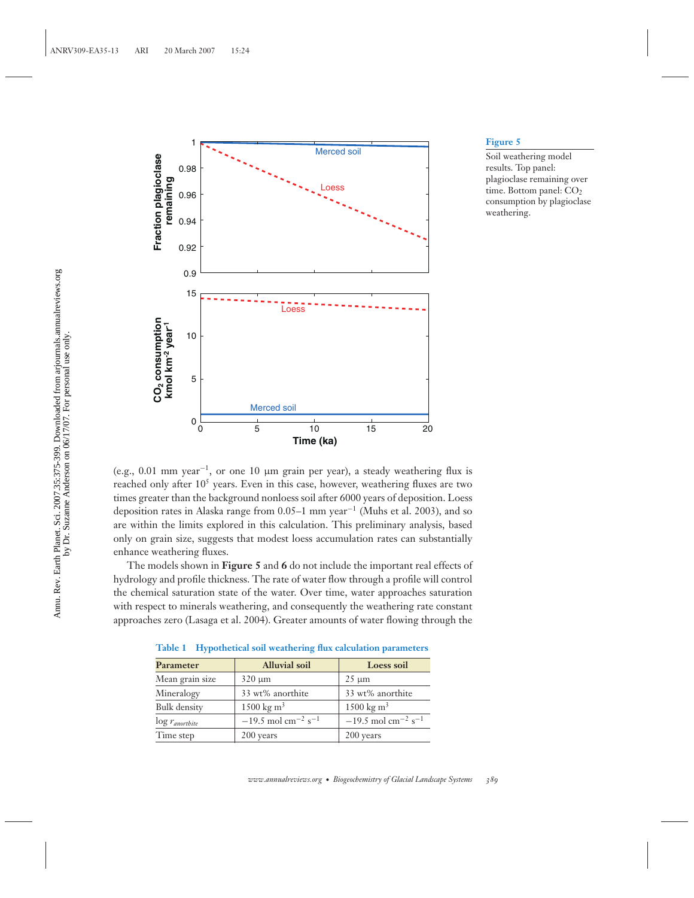**Figure 5**

Soil weathering model results. Top panel: plagioclase remaining over time. Bottom panel: $CO_2$ consumption by plagioclase weathering.

(e.g., 0.01 mm year$^{-1}$, or one 10 μm grain per year), a steady weathering flux is reached only after $10^5$ years. Even in this case, however, weathering fluxes are two times greater than the background nonloess soil after 6000 years of deposition. Loess deposition rates in Alaska range from 0.05–1 mm year$^{-1}$ (Muhs et al. 2003), and so are within the limits explored in this calculation. This preliminary analysis, based only on grain size, suggests that modest loess accumulation rates can substantially enhance weathering fluxes.

The models shown in **Figure 5** and **6** do not include the important real effects of hydrology and profile thickness. The rate of water flow through a profile will control the chemical saturation state of the water. Over time, water approaches saturation with respect to minerals weathering, and consequently the weathering rate constant approaches zero (Lasaga et al. 2004). Greater amounts of water flowing through the

**Table 1** Hypothetical soil weathering flux calculation parameters

| Parameter | Alluvial soil | Loess soil |
|---|---|---|
| Mean grain size | 320 μm | 25 μm |
| Mineralogy | 33 wt% anorthite | 33 wt% anorthite |
| Bulk density | 1500 kg m$^3$ | 1500 kg m$^3$ |
| log $r_{anorthite}$ | −19.5 mol cm$^{-2}$ s$^{-1}$ | −19.5 mol cm$^{-2}$ s$^{-1}$ |
| Time step | 200 years | 200 years |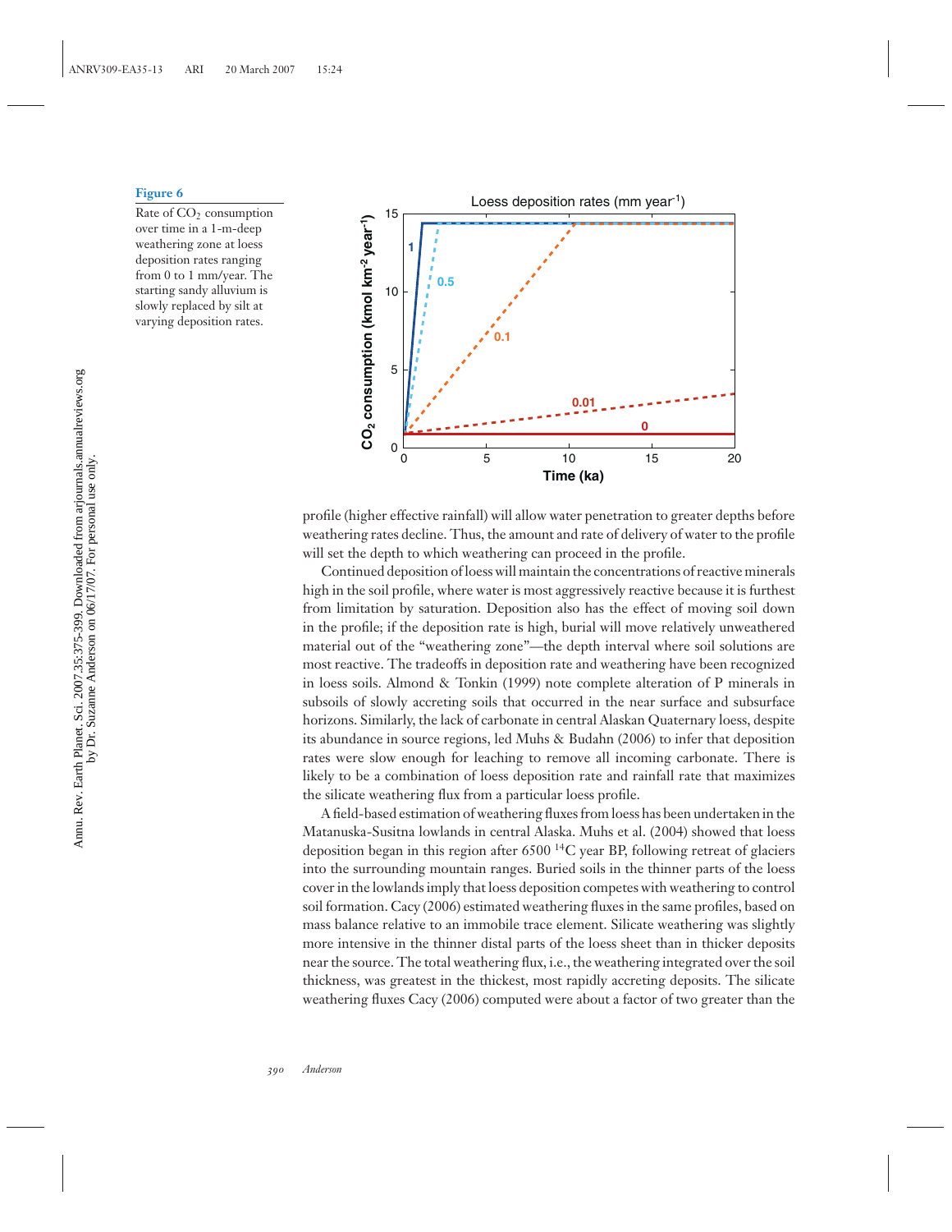**Figure 6**

Rate of $CO_2$ consumption over time in a 1-m-deep weathering zone at loess deposition rates ranging from 0 to 1 mm/year. The starting sandy alluvium is slowly replaced by silt at varying deposition rates.

profile (higher effective rainfall) will allow water penetration to greater depths before weathering rates decline. Thus, the amount and rate of delivery of water to the profile will set the depth to which weathering can proceed in the profile.

Continued deposition of loess will maintain the concentrations of reactive minerals high in the soil profile, where water is most aggressively reactive because it is furthest from limitation by saturation. Deposition also has the effect of moving soil down in the profile; if the deposition rate is high, burial will move relatively unweathered material out of the "weathering zone"—the depth interval where soil solutions are most reactive. The tradeoffs in deposition rate and weathering have been recognized in loess soils. Almond & Tonkin (1999) note complete alteration of P minerals in subsoils of slowly accreting soils that occurred in the near surface and subsurface horizons. Similarly, the lack of carbonate in central Alaskan Quaternary loess, despite its abundance in source regions, led Muhs & Budahn (2006) to infer that deposition rates were slow enough for leaching to remove all incoming carbonate. There is likely to be a combination of loess deposition rate and rainfall rate that maximizes the silicate weathering flux from a particular loess profile.

A field-based estimation of weathering fluxes from loess has been undertaken in the Matanuska-Susitna lowlands in central Alaska. Muhs et al. (2004) showed that loess deposition began in this region after 6500 $^{14}C$ year BP, following retreat of glaciers into the surrounding mountain ranges. Buried soils in the thinner parts of the loess cover in the lowlands imply that loess deposition competes with weathering to control soil formation. Cacy (2006) estimated weathering fluxes in the same profiles, based on mass balance relative to an immobile trace element. Silicate weathering was slightly more intensive in the thinner distal parts of the loess sheet than in thicker deposits near the source. The total weathering flux, i.e., the weathering integrated over the soil thickness, was greatest in the thickest, most rapidly accreting deposits. The silicate weathering fluxes Cacy (2006) computed were about a factor of two greater than the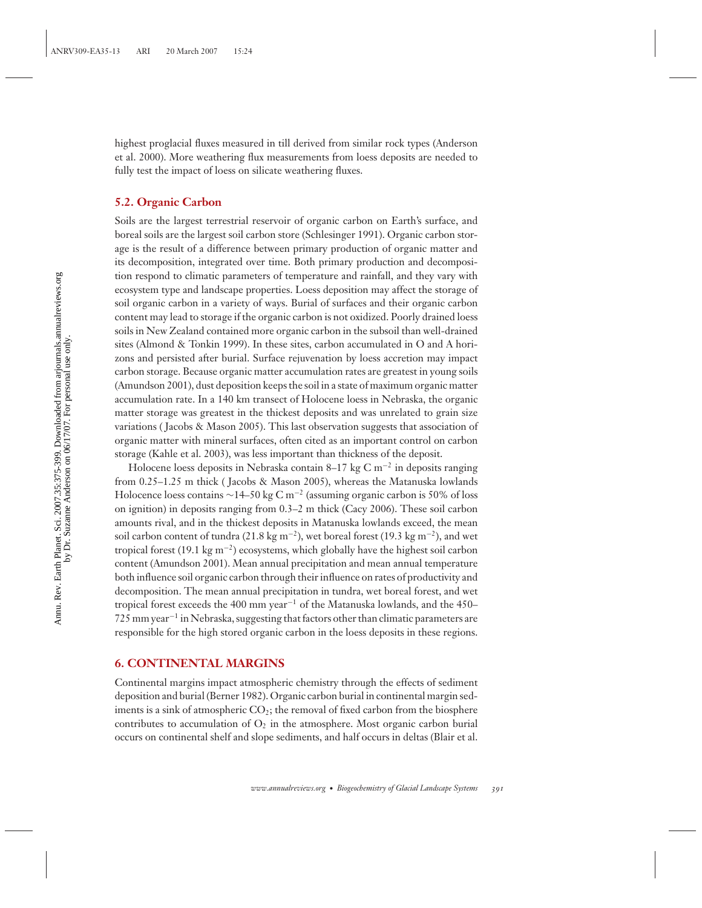highest proglacial fluxes measured in till derived from similar rock types (Anderson et al. 2000). More weathering flux measurements from loess deposits are needed to fully test the impact of loess on silicate weathering fluxes.

### 5.2. Organic Carbon

Soils are the largest terrestrial reservoir of organic carbon on Earth's surface, and boreal soils are the largest soil carbon store (Schlesinger 1991). Organic carbon storage is the result of a difference between primary production of organic matter and its decomposition, integrated over time. Both primary production and decomposition respond to climatic parameters of temperature and rainfall, and they vary with ecosystem type and landscape properties. Loess deposition may affect the storage of soil organic carbon in a variety of ways. Burial of surfaces and their organic carbon content may lead to storage if the organic carbon is not oxidized. Poorly drained loess soils in New Zealand contained more organic carbon in the subsoil than well-drained sites (Almond & Tonkin 1999). In these sites, carbon accumulated in O and A horizons and persisted after burial. Surface rejuvenation by loess accretion may impact carbon storage. Because organic matter accumulation rates are greatest in young soils (Amundson 2001), dust deposition keeps the soil in a state of maximum organic matter accumulation rate. In a 140 km transect of Holocene loess in Nebraska, the organic matter storage was greatest in the thickest deposits and was unrelated to grain size variations (Jacobs & Mason 2005). This last observation suggests that association of organic matter with mineral surfaces, often cited as an important control on carbon storage (Kahle et al. 2003), was less important than thickness of the deposit.

Holocene loess deposits in Nebraska contain 8–17 kg C $m^{-2}$ in deposits ranging from 0.25–1.25 m thick (Jacobs & Mason 2005), whereas the Matanuska lowlands Holocene loess contains ~14–50 kg C $m^{-2}$ (assuming organic carbon is 50% of loss on ignition) in deposits ranging from 0.3–2 m thick (Cacy 2006). These soil carbon amounts rival, and in the thickest deposits in Matanuska lowlands exceed, the mean soil carbon content of tundra (21.8 kg $m^{-2}$), wet boreal forest (19.3 kg $m^{-2}$), and wet tropical forest (19.1 kg $m^{-2}$) ecosystems, which globally have the highest soil carbon content (Amundson 2001). Mean annual precipitation and mean annual temperature both influence soil organic carbon through their influence on rates of productivity and decomposition. The mean annual precipitation in tundra, wet boreal forest, and wet tropical forest exceeds the 400 mm $year^{-1}$ of the Matanuska lowlands, and the 450–725 mm $year^{-1}$ in Nebraska, suggesting that factors other than climatic parameters are responsible for the high stored organic carbon in the loess deposits in these regions.

## 6. CONTINENTAL MARGINS

Continental margins impact atmospheric chemistry through the effects of sediment deposition and burial (Berner 1982). Organic carbon burial in continental margin sediments is a sink of atmospheric $CO_2$; the removal of fixed carbon from the biosphere contributes to accumulation of $O_2$ in the atmosphere. Most organic carbon burial occurs on continental shelf and slope sediments, and half occurs in deltas (Blair et al.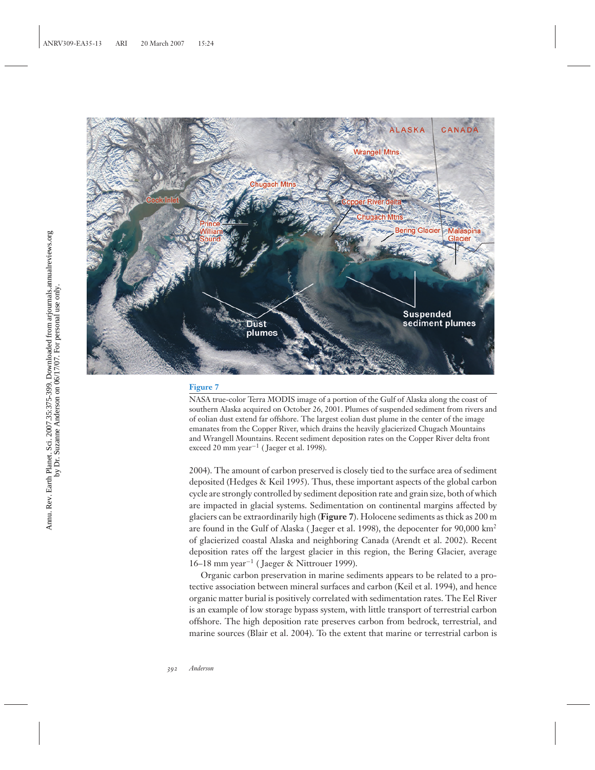**Figure 7**

NASA true-color Terra MODIS image of a portion of the Gulf of Alaska along the coast of southern Alaska acquired on October 26, 2001. Plumes of suspended sediment from rivers and of eolian dust extend far offshore. The largest eolian dust plume in the center of the image emanates from the Copper River, which drains the heavily glacierized Chugach Mountains and Wrangell Mountains. Recent sediment deposition rates on the Copper River delta front exceed 20 mm year$^{-1}$ (Jaeger et al. 1998).

2004). The amount of carbon preserved is closely tied to the surface area of sediment deposited (Hedges & Keil 1995). Thus, these important aspects of the global carbon cycle are strongly controlled by sediment deposition rate and grain size, both of which are impacted in glacial systems. Sedimentation on continental margins affected by glaciers can be extraordinarily high (**Figure 7**). Holocene sediments as thick as 200 m are found in the Gulf of Alaska (Jaeger et al. 1998), the depocenter for 90,000 km$^2$ of glacierized coastal Alaska and neighboring Canada (Arendt et al. 2002). Recent deposition rates off the largest glacier in this region, the Bering Glacier, average 16–18 mm year$^{-1}$ (Jaeger & Nittrouer 1999).

Organic carbon preservation in marine sediments appears to be related to a protective association between mineral surfaces and carbon (Keil et al. 1994), and hence organic matter burial is positively correlated with sedimentation rates. The Eel River is an example of low storage bypass system, with little transport of terrestrial carbon offshore. The high deposition rate preserves carbon from bedrock, terrestrial, and marine sources (Blair et al. 2004). To the extent that marine or terrestrial carbon is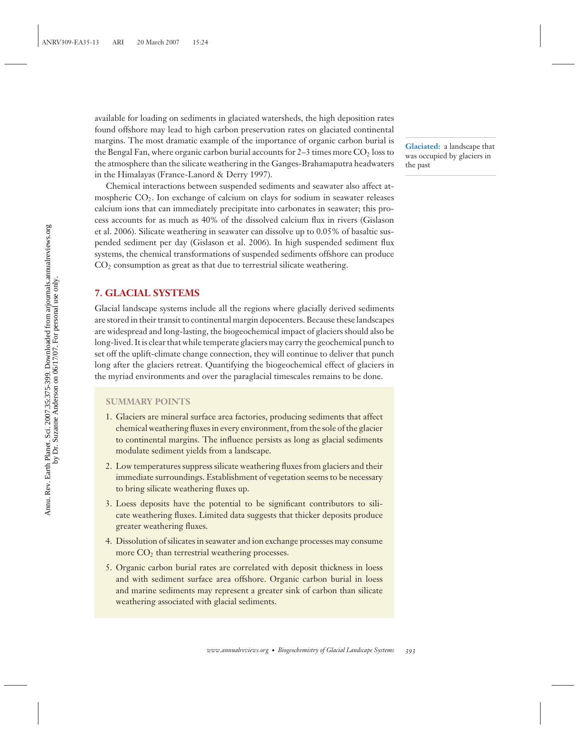available for loading on sediments in glaciated watersheds, the high deposition rates found offshore may lead to high carbon preservation rates on glaciated continental margins. The most dramatic example of the importance of organic carbon burial is the Bengal Fan, where organic carbon burial accounts for 2–3 times more $CO_2$ loss to the atmosphere than the silicate weathering in the Ganges-Brahamaputra headwaters in the Himalayas (France-Lanord & Derry 1997).

**Glaciated:** a landscape that was occupied by glaciers in the past

Chemical interactions between suspended sediments and seawater also affect atmospheric $CO_2$. Ion exchange of calcium on clays for sodium in seawater releases calcium ions that can immediately precipitate into carbonates in seawater; this process accounts for as much as 40% of the dissolved calcium flux in rivers (Gislason et al. 2006). Silicate weathering in seawater can dissolve up to 0.05% of basaltic suspended sediment per day (Gislason et al. 2006). In high suspended sediment flux systems, the chemical transformations of suspended sediments offshore can produce $CO_2$ consumption as great as that due to terrestrial silicate weathering.

## 7. GLACIAL SYSTEMS

Glacial landscape systems include all the regions where glacially derived sediments are stored in their transit to continental margin depocenters. Because these landscapes are widespread and long-lasting, the biogeochemical impact of glaciers should also be long-lived. It is clear that while temperate glaciers may carry the geochemical punch to set off the uplift-climate change connection, they will continue to deliver that punch long after the glaciers retreat. Quantifying the biogeochemical effect of glaciers in the myriad environments and over the paraglacial timescales remains to be done.

### SUMMARY POINTS

1. Glaciers are mineral surface area factories, producing sediments that affect chemical weathering fluxes in every environment, from the sole of the glacier to continental margins. The influence persists as long as glacial sediments modulate sediment yields from a landscape.
2. Low temperatures suppress silicate weathering fluxes from glaciers and their immediate surroundings. Establishment of vegetation seems to be necessary to bring silicate weathering fluxes up.
3. Loess deposits have the potential to be significant contributors to silicate weathering fluxes. Limited data suggests that thicker deposits produce greater weathering fluxes.
4. Dissolution of silicates in seawater and ion exchange processes may consume more $CO_2$ than terrestrial weathering processes.
5. Organic carbon burial rates are correlated with deposit thickness in loess and with sediment surface area offshore. Organic carbon burial in loess and marine sediments may represent a greater sink of carbon than silicate weathering associated with glacial sediments.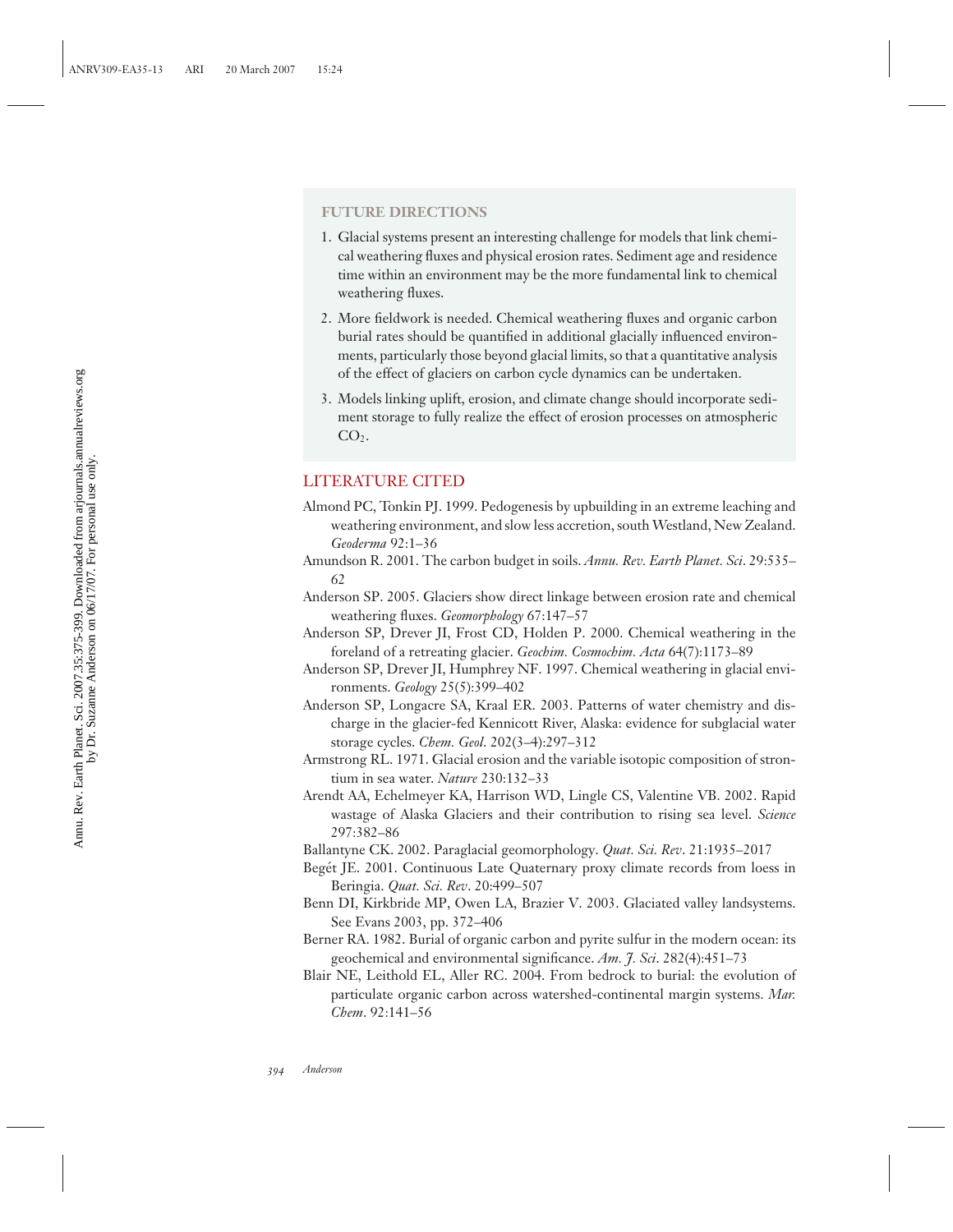## FUTURE DIRECTIONS

1. Glacial systems present an interesting challenge for models that link chemical weathering fluxes and physical erosion rates. Sediment age and residence time within an environment may be the more fundamental link to chemical weathering fluxes.
2. More fieldwork is needed. Chemical weathering fluxes and organic carbon burial rates should be quantified in additional glacially influenced environments, particularly those beyond glacial limits, so that a quantitative analysis of the effect of glaciers on carbon cycle dynamics can be undertaken.
3. Models linking uplift, erosion, and climate change should incorporate sediment storage to fully realize the effect of erosion processes on atmospheric $CO_2$.

## LITERATURE CITED

Almond PC, Tonkin PJ. 1999. Pedogenesis by upbuilding in an extreme leaching and weathering environment, and slow less accretion, south Westland, New Zealand. *Geoderma* 92:1–36

Amundson R. 2001. The carbon budget in soils. *Annu. Rev. Earth Planet. Sci*. 29:535–62

Anderson SP. 2005. Glaciers show direct linkage between erosion rate and chemical weathering fluxes. *Geomorphology* 67:147–57

Anderson SP, Drever JI, Frost CD, Holden P. 2000. Chemical weathering in the foreland of a retreating glacier. *Geochim. Cosmochim. Acta* 64(7):1173–89

Anderson SP, Drever JI, Humphrey NF. 1997. Chemical weathering in glacial environments. *Geology* 25(5):399–402

Anderson SP, Longacre SA, Kraal ER. 2003. Patterns of water chemistry and discharge in the glacier-fed Kennicott River, Alaska: evidence for subglacial water storage cycles. *Chem. Geol*. 202(3–4):297–312

Armstrong RL. 1971. Glacial erosion and the variable isotopic composition of strontium in sea water. *Nature* 230:132–33

Arendt AA, Echelmeyer KA, Harrison WD, Lingle CS, Valentine VB. 2002. Rapid wastage of Alaska Glaciers and their contribution to rising sea level. *Science* 297:382–86

Ballantyne CK. 2002. Paraglacial geomorphology. *Quat. Sci. Rev*. 21:1935–2017

Begét JE. 2001. Continuous Late Quaternary proxy climate records from loess in Beringia. *Quat. Sci. Rev*. 20:499–507

Benn DI, Kirkbride MP, Owen LA, Brazier V. 2003. Glaciated valley landsystems. See Evans 2003, pp. 372–406

Berner RA. 1982. Burial of organic carbon and pyrite sulfur in the modern ocean: its geochemical and environmental significance. *Am. J. Sci*. 282(4):451–73

Blair NE, Leithold EL, Aller RC. 2004. From bedrock to burial: the evolution of particulate organic carbon across watershed-continental margin systems. *Mar. Chem*. 92:141–56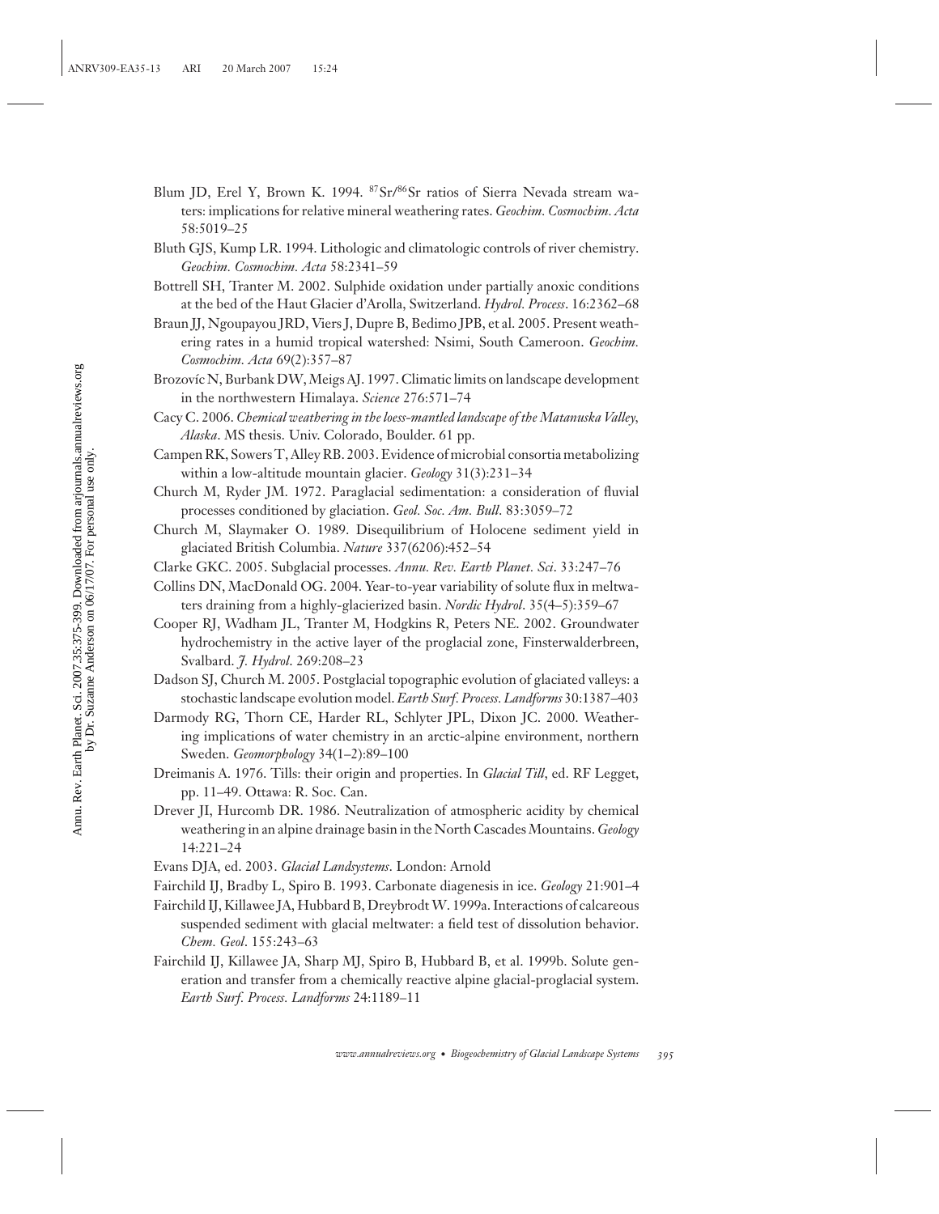Blum JD, Erel Y, Brown K. 1994. $^{87}Sr/^{86}Sr$ ratios of Sierra Nevada stream waters: implications for relative mineral weathering rates. *Geochim. Cosmochim. Acta* 58:5019–25

Bluth GJS, Kump LR. 1994. Lithologic and climatologic controls of river chemistry. *Geochim. Cosmochim. Acta* 58:2341–59

Bottrell SH, Tranter M. 2002. Sulphide oxidation under partially anoxic conditions at the bed of the Haut Glacier d'Arolla, Switzerland. *Hydrol. Process.* 16:2362–68

Braun JJ, Ngoupayou JRD, Viers J, Dupre B, Bedimo JPB, et al. 2005. Present weathering rates in a humid tropical watershed: Nsimi, South Cameroon. *Geochim. Cosmochim. Acta* 69(2):357–87

Brozovíc N, Burbank DW, Meigs AJ. 1997. Climatic limits on landscape development in the northwestern Himalaya. *Science* 276:571–74

Cacy C. 2006. *Chemical weathering in the loess-mantled landscape of the Matanuska Valley, Alaska*. MS thesis. Univ. Colorado, Boulder. 61 pp.

Campen RK, Sowers T, Alley RB. 2003. Evidence of microbial consortia metabolizing within a low-altitude mountain glacier. *Geology* 31(3):231–34

Church M, Ryder JM. 1972. Paraglacial sedimentation: a consideration of fluvial processes conditioned by glaciation. *Geol. Soc. Am. Bull.* 83:3059–72

Church M, Slaymaker O. 1989. Disequilibrium of Holocene sediment yield in glaciated British Columbia. *Nature* 337(6206):452–54

Clarke GKC. 2005. Subglacial processes. *Annu. Rev. Earth Planet. Sci.* 33:247–76

Collins DN, MacDonald OG. 2004. Year-to-year variability of solute flux in meltwaters draining from a highly-glacierized basin. *Nordic Hydrol.* 35(4–5):359–67

Cooper RJ, Wadham JL, Tranter M, Hodgkins R, Peters NE. 2002. Groundwater hydrochemistry in the active layer of the proglacial zone, Finsterwalderbreen, Svalbard. *J. Hydrol.* 269:208–23

Dadson SJ, Church M. 2005. Postglacial topographic evolution of glaciated valleys: a stochastic landscape evolution model. *Earth Surf. Process. Landforms* 30:1387–403

Darmody RG, Thorn CE, Harder RL, Schlyter JPL, Dixon JC. 2000. Weathering implications of water chemistry in an arctic-alpine environment, northern Sweden. *Geomorphology* 34(1–2):89–100

Dreimanis A. 1976. Tills: their origin and properties. In *Glacial Till*, ed. RF Legget, pp. 11–49. Ottawa: R. Soc. Can.

Drever JI, Hurcomb DR. 1986. Neutralization of atmospheric acidity by chemical weathering in an alpine drainage basin in the North Cascades Mountains. *Geology* 14:221–24

Evans DJA, ed. 2003. *Glacial Landsystems*. London: Arnold

Fairchild IJ, Bradby L, Spiro B. 1993. Carbonate diagenesis in ice. *Geology* 21:901–4

Fairchild IJ, Killawee JA, Hubbard B, Dreybrodt W. 1999a. Interactions of calcareous suspended sediment with glacial meltwater: a field test of dissolution behavior. *Chem. Geol.* 155:243–63

Fairchild IJ, Killawee JA, Sharp MJ, Spiro B, Hubbard B, et al. 1999b. Solute generation and transfer from a chemically reactive alpine glacial-proglacial system. *Earth Surf. Process. Landforms* 24:1189–11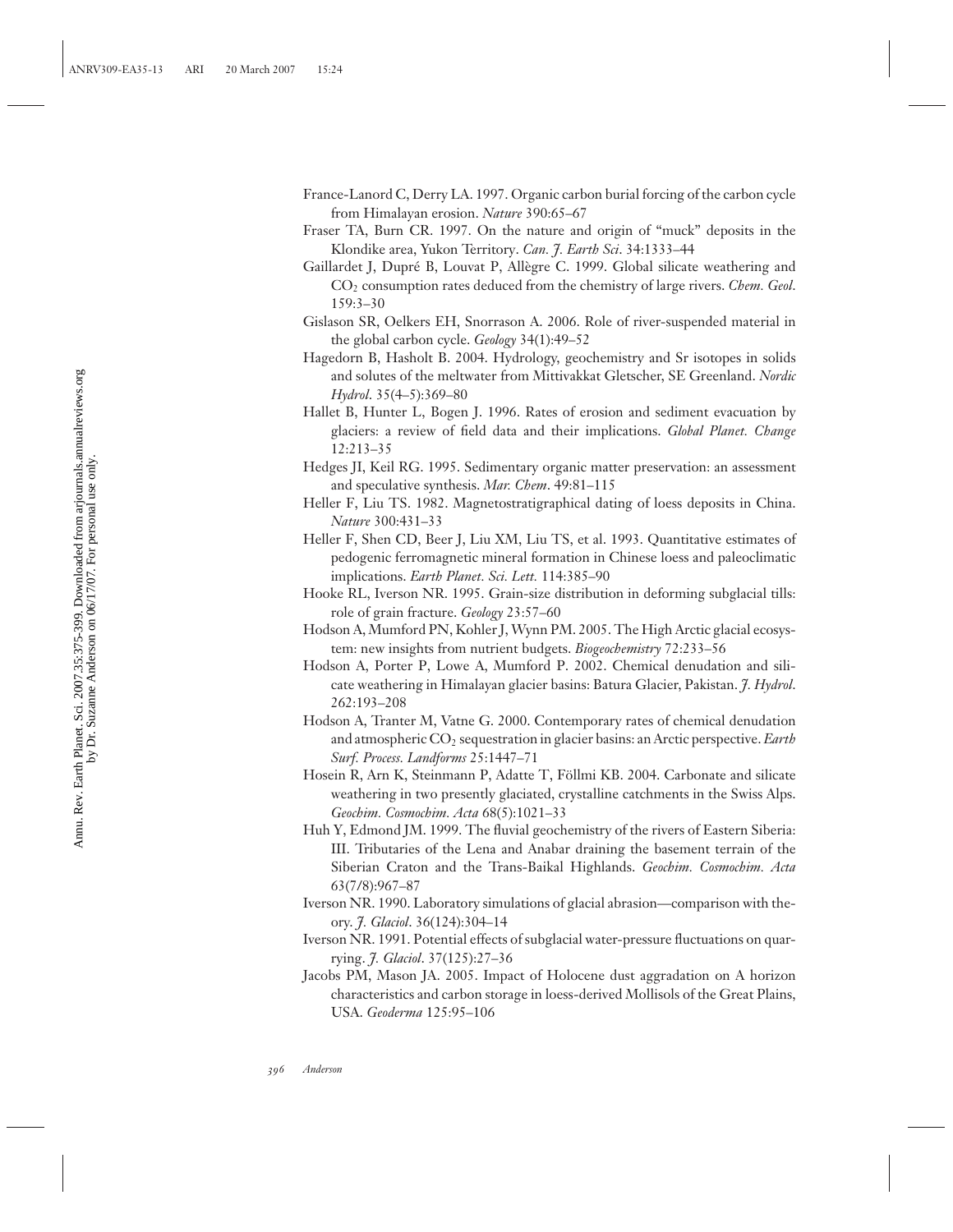France-Lanord C, Derry LA. 1997. Organic carbon burial forcing of the carbon cycle from Himalayan erosion. *Nature* 390:65–67

Fraser TA, Burn CR. 1997. On the nature and origin of "muck" deposits in the Klondike area, Yukon Territory. *Can. J. Earth Sci*. 34:1333–44

Gaillardet J, Dupré B, Louvat P, Allègre C. 1999. Global silicate weathering and $CO_2$ consumption rates deduced from the chemistry of large rivers. *Chem. Geol*. 159:3–30

Gislason SR, Oelkers EH, Snorrason A. 2006. Role of river-suspended material in the global carbon cycle. *Geology* 34(1):49–52

Hagedorn B, Hasholt B. 2004. Hydrology, geochemistry and Sr isotopes in solids and solutes of the meltwater from Mittivakkat Gletscher, SE Greenland. *Nordic Hydrol*. 35(4–5):369–80

Hallet B, Hunter L, Bogen J. 1996. Rates of erosion and sediment evacuation by glaciers: a review of field data and their implications. *Global Planet. Change* 12:213–35

Hedges JI, Keil RG. 1995. Sedimentary organic matter preservation: an assessment and speculative synthesis. *Mar. Chem*. 49:81–115

Heller F, Liu TS. 1982. Magnetostratigraphical dating of loess deposits in China. *Nature* 300:431–33

Heller F, Shen CD, Beer J, Liu XM, Liu TS, et al. 1993. Quantitative estimates of pedogenic ferromagnetic mineral formation in Chinese loess and paleoclimatic implications. *Earth Planet. Sci. Lett.* 114:385–90

Hooke RL, Iverson NR. 1995. Grain-size distribution in deforming subglacial tills: role of grain fracture. *Geology* 23:57–60

Hodson A, Mumford PN, Kohler J, Wynn PM. 2005. The High Arctic glacial ecosystem: new insights from nutrient budgets. *Biogeochemistry* 72:233–56

Hodson A, Porter P, Lowe A, Mumford P. 2002. Chemical denudation and silicate weathering in Himalayan glacier basins: Batura Glacier, Pakistan. *J. Hydrol*. 262:193–208

Hodson A, Tranter M, Vatne G. 2000. Contemporary rates of chemical denudation and atmospheric $CO_2$ sequestration in glacier basins: an Arctic perspective. *Earth Surf. Process. Landforms* 25:1447–71

Hosein R, Arn K, Steinmann P, Adatte T, Föllmi KB. 2004. Carbonate and silicate weathering in two presently glaciated, crystalline catchments in the Swiss Alps. *Geochim. Cosmochim. Acta* 68(5):1021–33

Huh Y, Edmond JM. 1999. The fluvial geochemistry of the rivers of Eastern Siberia: III. Tributaries of the Lena and Anabar draining the basement terrain of the Siberian Craton and the Trans-Baikal Highlands. *Geochim. Cosmochim. Acta* 63(7/8):967–87

Iverson NR. 1990. Laboratory simulations of glacial abrasion—comparison with theory. *J. Glaciol*. 36(124):304–14

Iverson NR. 1991. Potential effects of subglacial water-pressure fluctuations on quarrying. *J. Glaciol*. 37(125):27–36

Jacobs PM, Mason JA. 2005. Impact of Holocene dust aggradation on A horizon characteristics and carbon storage in loess-derived Mollisols of the Great Plains, USA. *Geoderma* 125:95–106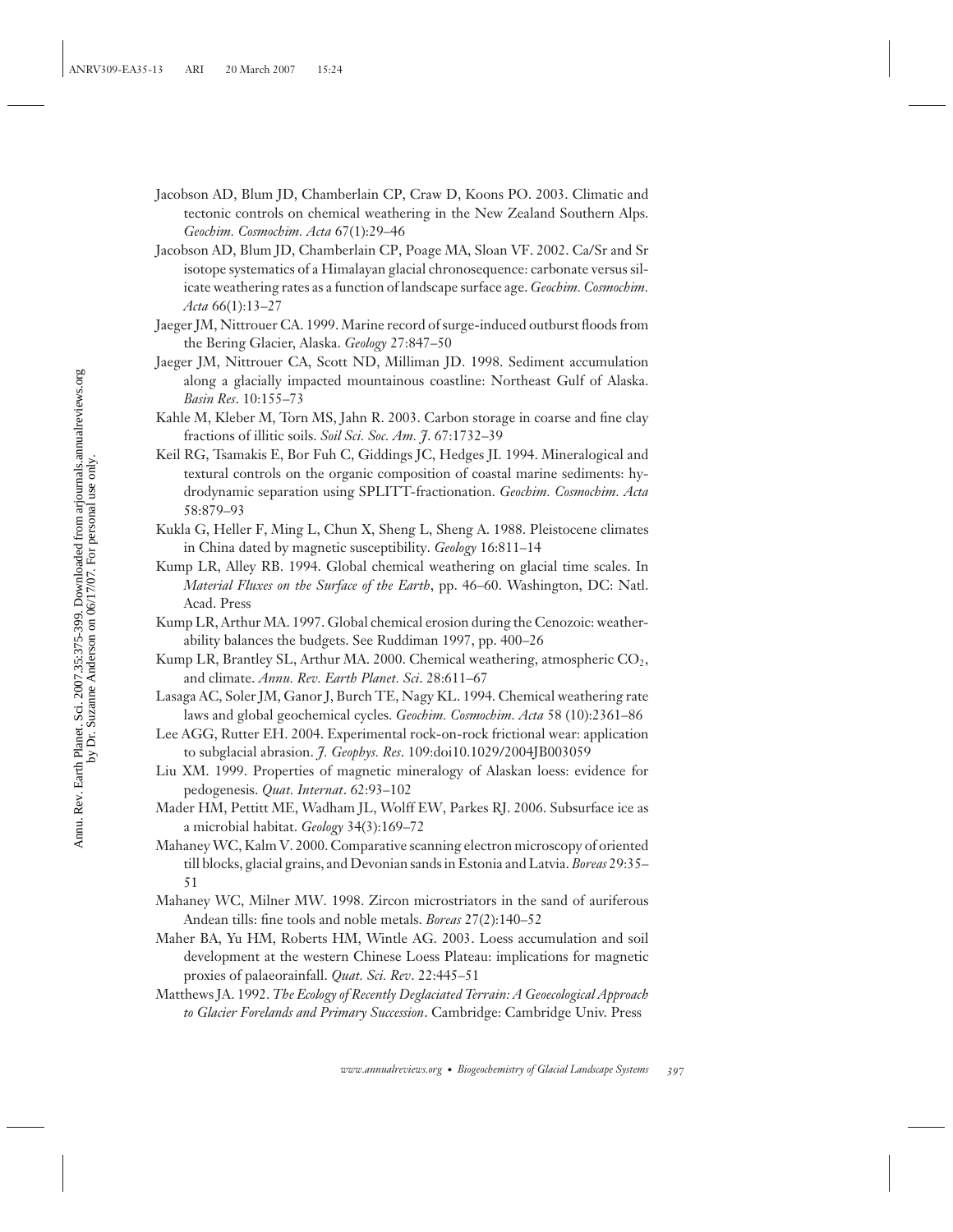Jacobson AD, Blum JD, Chamberlain CP, Craw D, Koons PO. 2003. Climatic and tectonic controls on chemical weathering in the New Zealand Southern Alps. *Geochim. Cosmochim. Acta* 67(1):29–46

Jacobson AD, Blum JD, Chamberlain CP, Poage MA, Sloan VF. 2002. Ca/Sr and Sr isotope systematics of a Himalayan glacial chronosequence: carbonate versus silicate weathering rates as a function of landscape surface age. *Geochim. Cosmochim. Acta* 66(1):13–27

Jaeger JM, Nittrouer CA. 1999. Marine record of surge-induced outburst floods from the Bering Glacier, Alaska. *Geology* 27:847–50

Jaeger JM, Nittrouer CA, Scott ND, Milliman JD. 1998. Sediment accumulation along a glacially impacted mountainous coastline: Northeast Gulf of Alaska. *Basin Res*. 10:155–73

Kahle M, Kleber M, Torn MS, Jahn R. 2003. Carbon storage in coarse and fine clay fractions of illitic soils. *Soil Sci. Soc. Am. J.* 67:1732–39

Keil RG, Tsamakis E, Bor Fuh C, Giddings JC, Hedges JI. 1994. Mineralogical and textural controls on the organic composition of coastal marine sediments: hydrodynamic separation using SPLITT-fractionation. *Geochim. Cosmochim. Acta* 58:879–93

Kukla G, Heller F, Ming L, Chun X, Sheng L, Sheng A. 1988. Pleistocene climates in China dated by magnetic susceptibility. *Geology* 16:811–14

Kump LR, Alley RB. 1994. Global chemical weathering on glacial time scales. In *Material Fluxes on the Surface of the Earth*, pp. 46–60. Washington, DC: Natl. Acad. Press

Kump LR, Arthur MA. 1997. Global chemical erosion during the Cenozoic: weatherability balances the budgets. See Ruddiman 1997, pp. 400–26

Kump LR, Brantley SL, Arthur MA. 2000. Chemical weathering, atmospheric $CO_2$, and climate. *Annu. Rev. Earth Planet. Sci*. 28:611–67

Lasaga AC, Soler JM, Ganor J, Burch TE, Nagy KL. 1994. Chemical weathering rate laws and global geochemical cycles. *Geochim. Cosmochim. Acta* 58 (10):2361–86

Lee AGG, Rutter EH. 2004. Experimental rock-on-rock frictional wear: application to subglacial abrasion. *J. Geophys. Res*. 109:doi10.1029/2004JB003059

Liu XM. 1999. Properties of magnetic mineralogy of Alaskan loess: evidence for pedogenesis. *Quat. Internat*. 62:93–102

Mader HM, Pettitt ME, Wadham JL, Wolff EW, Parkes RJ. 2006. Subsurface ice as a microbial habitat. *Geology* 34(3):169–72

Mahaney WC, Kalm V. 2000. Comparative scanning electron microscopy of oriented till blocks, glacial grains, and Devonian sands in Estonia and Latvia. *Boreas* 29:35–51

Mahaney WC, Milner MW. 1998. Zircon microstriators in the sand of auriferous Andean tills: fine tools and noble metals. *Boreas* 27(2):140–52

Maher BA, Yu HM, Roberts HM, Wintle AG. 2003. Loess accumulation and soil development at the western Chinese Loess Plateau: implications for magnetic proxies of palaeorainfall. *Quat. Sci. Rev*. 22:445–51

Matthews JA. 1992. *The Ecology of Recently Deglaciated Terrain: A Geoecological Approach to Glacier Forelands and Primary Succession*. Cambridge: Cambridge Univ. Press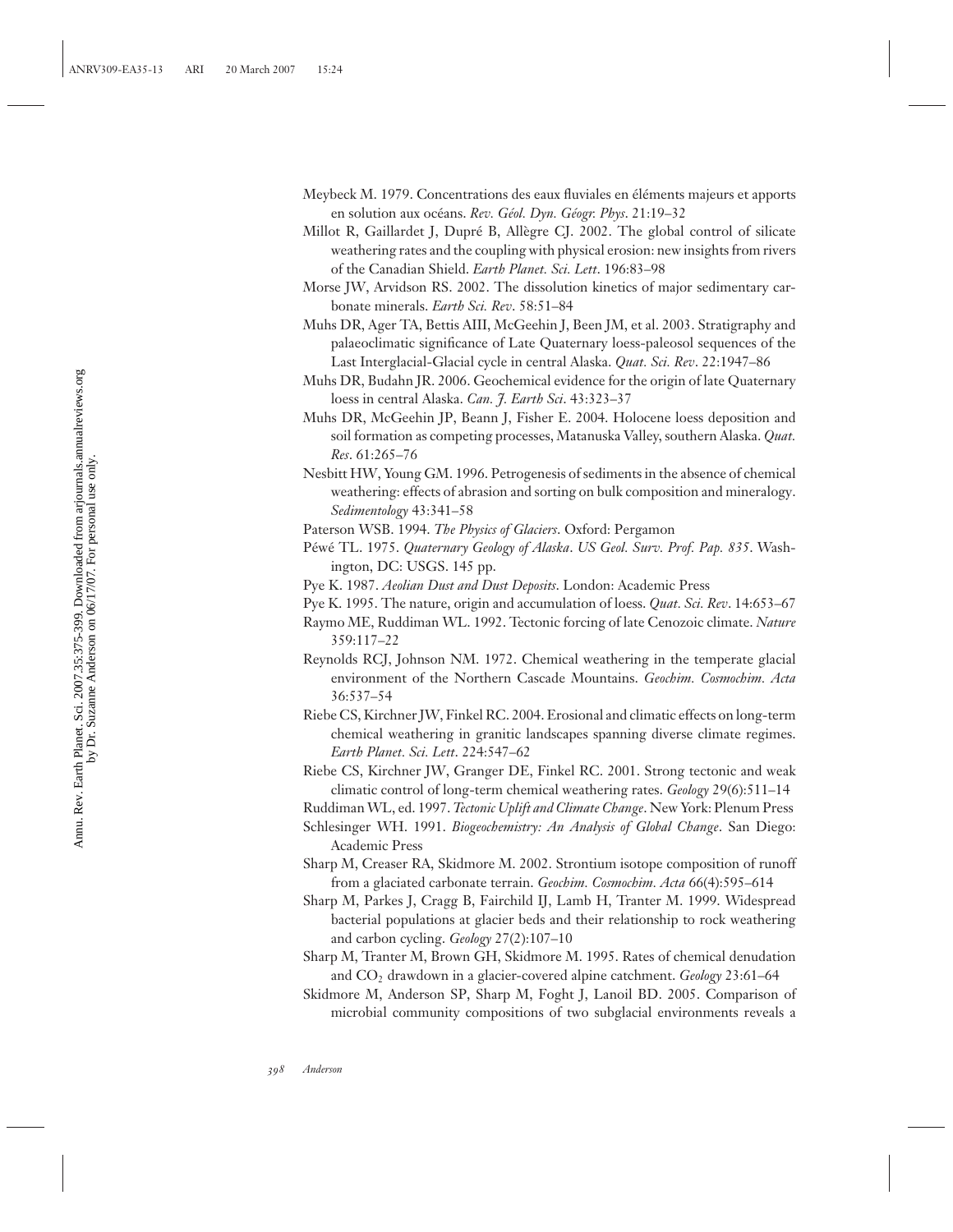Meybeck M. 1979. Concentrations des eaux fluviales en éléments majeurs et apports en solution aux océans. *Rev. Géol. Dyn. Géogr. Phys*. 21:19–32

Millot R, Gaillardet J, Dupré B, Allègre CJ. 2002. The global control of silicate weathering rates and the coupling with physical erosion: new insights from rivers of the Canadian Shield. *Earth Planet. Sci. Lett*. 196:83–98

Morse JW, Arvidson RS. 2002. The dissolution kinetics of major sedimentary carbonate minerals. *Earth Sci. Rev*. 58:51–84

Muhs DR, Ager TA, Bettis AIII, McGeehin J, Been JM, et al. 2003. Stratigraphy and palaeoclimatic significance of Late Quaternary loess-paleosol sequences of the Last Interglacial-Glacial cycle in central Alaska. *Quat. Sci. Rev*. 22:1947–86

Muhs DR, Budahn JR. 2006. Geochemical evidence for the origin of late Quaternary loess in central Alaska. *Can. J. Earth Sci*. 43:323–37

Muhs DR, McGeehin JP, Beann J, Fisher E. 2004. Holocene loess deposition and soil formation as competing processes, Matanuska Valley, southern Alaska. *Quat. Res*. 61:265–76

Nesbitt HW, Young GM. 1996. Petrogenesis of sediments in the absence of chemical weathering: effects of abrasion and sorting on bulk composition and mineralogy. *Sedimentology* 43:341–58

Paterson WSB. 1994. *The Physics of Glaciers*. Oxford: Pergamon

Péwé TL. 1975. *Quaternary Geology of Alaska*. *US Geol. Surv. Prof. Pap. 835*. Washington, DC: USGS. 145 pp.

Pye K. 1987. *Aeolian Dust and Dust Deposits*. London: Academic Press

Pye K. 1995. The nature, origin and accumulation of loess. *Quat. Sci. Rev*. 14:653–67

Raymo ME, Ruddiman WL. 1992. Tectonic forcing of late Cenozoic climate. *Nature* 359:117–22

Reynolds RCJ, Johnson NM. 1972. Chemical weathering in the temperate glacial environment of the Northern Cascade Mountains. *Geochim. Cosmochim. Acta* 36:537–54

Riebe CS, Kirchner JW, Finkel RC. 2004. Erosional and climatic effects on long-term chemical weathering in granitic landscapes spanning diverse climate regimes. *Earth Planet. Sci. Lett*. 224:547–62

Riebe CS, Kirchner JW, Granger DE, Finkel RC. 2001. Strong tectonic and weak climatic control of long-term chemical weathering rates. *Geology* 29(6):511–14

Ruddiman WL, ed. 1997. *Tectonic Uplift and Climate Change*. New York: Plenum Press

Schlesinger WH. 1991. *Biogeochemistry: An Analysis of Global Change*. San Diego: Academic Press

Sharp M, Creaser RA, Skidmore M. 2002. Strontium isotope composition of runoff from a glaciated carbonate terrain. *Geochim. Cosmochim. Acta* 66(4):595–614

Sharp M, Parkes J, Cragg B, Fairchild IJ, Lamb H, Tranter M. 1999. Widespread bacterial populations at glacier beds and their relationship to rock weathering and carbon cycling. *Geology* 27(2):107–10

Sharp M, Tranter M, Brown GH, Skidmore M. 1995. Rates of chemical denudation and $CO_2$ drawdown in a glacier-covered alpine catchment. *Geology* 23:61–64

Skidmore M, Anderson SP, Sharp M, Foght J, Lanoil BD. 2005. Comparison of microbial community compositions of two subglacial environments reveals a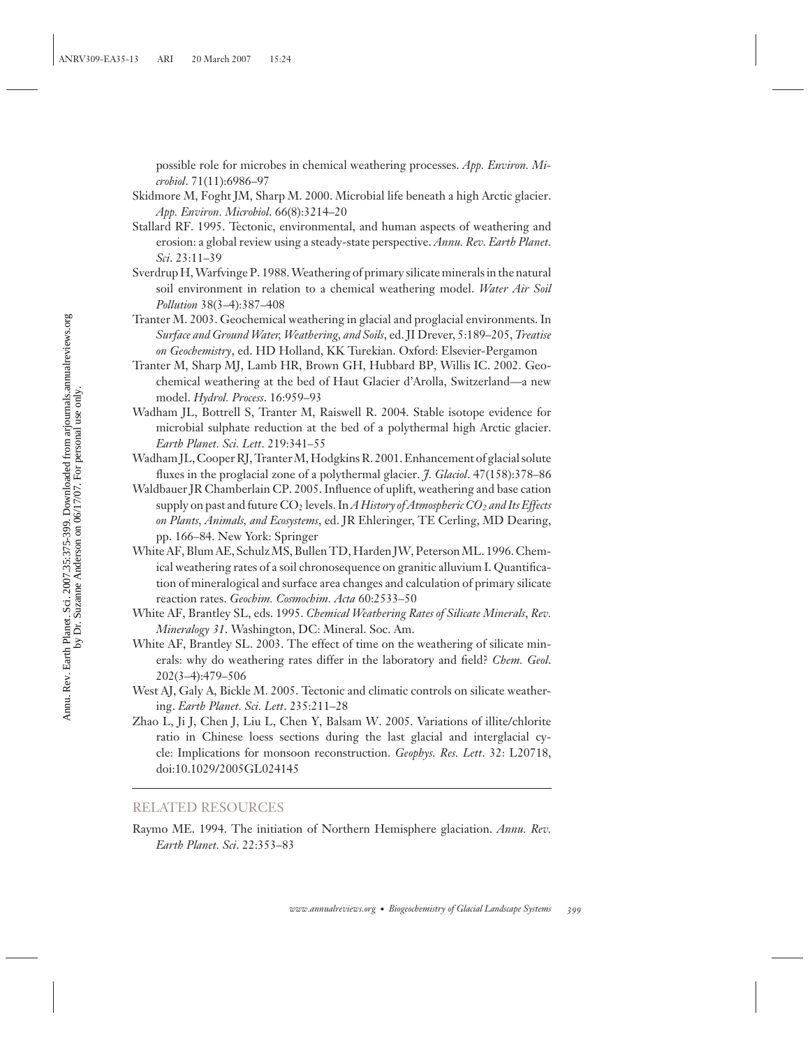possible role for microbes in chemical weathering processes. *App. Environ. Microbiol*. 71(11):6986–97

Skidmore M, Foght JM, Sharp M. 2000. Microbial life beneath a high Arctic glacier. *App. Environ. Microbiol*. 66(8):3214–20

Stallard RF. 1995. Tectonic, environmental, and human aspects of weathering and erosion: a global review using a steady-state perspective. *Annu. Rev. Earth Planet. Sci*. 23:11–39

Sverdrup H, Warfvinge P. 1988. Weathering of primary silicate minerals in the natural soil environment in relation to a chemical weathering model. *Water Air Soil Pollution* 38(3–4):387–408

Tranter M. 2003. Geochemical weathering in glacial and proglacial environments. In *Surface and Ground Water, Weathering, and Soils*, ed. JI Drever, 5:189–205, *Treatise on Geochemistry*, ed. HD Holland, KK Turekian. Oxford: Elsevier-Pergamon

Tranter M, Sharp MJ, Lamb HR, Brown GH, Hubbard BP, Willis IC. 2002. Geochemical weathering at the bed of Haut Glacier d'Arolla, Switzerland—a new model. *Hydrol. Process*. 16:959–93

Wadham JL, Bottrell S, Tranter M, Raiswell R. 2004. Stable isotope evidence for microbial sulphate reduction at the bed of a polythermal high Arctic glacier. *Earth Planet. Sci. Lett*. 219:341–55

Wadham JL, Cooper RJ, Tranter M, Hodgkins R. 2001. Enhancement of glacial solute fluxes in the proglacial zone of a polythermal glacier. *J. Glaciol*. 47(158):378–86

Waldbauer JR Chamberlain CP. 2005. Influence of uplift, weathering and base cation supply on past and future $CO_2$ levels. In *A History of Atmospheric $CO_2$ and Its Effects on Plants, Animals, and Ecosystems*, ed. JR Ehleringer, TE Cerling, MD Dearing, pp. 166–84. New York: Springer

White AF, Blum AE, Schulz MS, Bullen TD, Harden JW, Peterson ML. 1996. Chemical weathering rates of a soil chronosequence on granitic alluvium I. Quantification of mineralogical and surface area changes and calculation of primary silicate reaction rates. *Geochim. Cosmochim. Acta* 60:2533–50

White AF, Brantley SL, eds. 1995. *Chemical Weathering Rates of Silicate Minerals*, *Rev. Mineralogy 31*. Washington, DC: Mineral. Soc. Am.

White AF, Brantley SL. 2003. The effect of time on the weathering of silicate minerals: why do weathering rates differ in the laboratory and field? *Chem. Geol*. 202(3–4):479–506

West AJ, Galy A, Bickle M. 2005. Tectonic and climatic controls on silicate weathering. *Earth Planet. Sci. Lett*. 235:211–28

Zhao L, Ji J, Chen J, Liu L, Chen Y, Balsam W. 2005. Variations of illite/chlorite ratio in Chinese loess sections during the last glacial and interglacial cycle: Implications for monsoon reconstruction. *Geophys. Res. Lett*. 32: L20718, doi:10.1029/2005GL024145

## RELATED RESOURCES

Raymo ME. 1994. The initiation of Northern Hemisphere glaciation. *Annu. Rev. Earth Planet. Sci*. 22:353–83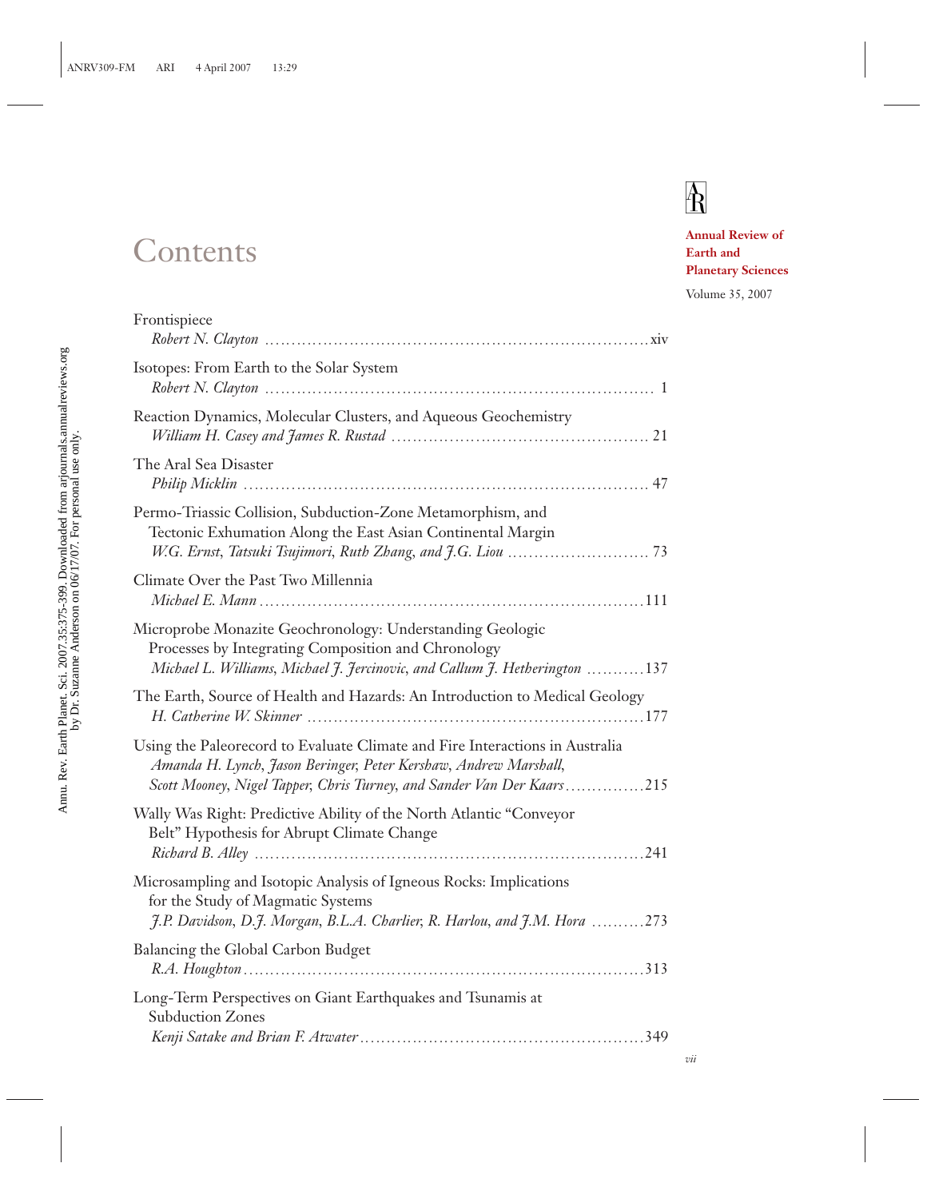# Contents

**Annual Review of Earth and Planetary Sciences**

Volume 35, 2007

Frontispiece
*Robert N. Clayton* ........ xiv

Isotopes: From Earth to the Solar System
*Robert N. Clayton* ........ 1

Reaction Dynamics, Molecular Clusters, and Aqueous Geochemistry
*William H. Casey and James R. Rustad* ........ 21

The Aral Sea Disaster
*Philip Micklin* ........ 47

Permo-Triassic Collision, Subduction-Zone Metamorphism, and Tectonic Exhumation Along the East Asian Continental Margin
*W.G. Ernst, Tatsuki Tsujimori, Ruth Zhang, and J.G. Liou* ........ 73

Climate Over the Past Two Millennia
*Michael E. Mann* ........ 111

Microprobe Monazite Geochronology: Understanding Geologic Processes by Integrating Composition and Chronology
*Michael L. Williams, Michael J. Jercinovic, and Callum J. Hetherington* ........ 137

The Earth, Source of Health and Hazards: An Introduction to Medical Geology
*H. Catherine W. Skinner* ........ 177

Using the Paleorecord to Evaluate Climate and Fire Interactions in Australia
*Amanda H. Lynch, Jason Beringer, Peter Kershaw, Andrew Marshall, Scott Mooney, Nigel Tapper, Chris Turney, and Sander Van Der Kaars* ........ 215

Wally Was Right: Predictive Ability of the North Atlantic "Conveyor Belt" Hypothesis for Abrupt Climate Change
*Richard B. Alley* ........ 241

Microsampling and Isotopic Analysis of Igneous Rocks: Implications for the Study of Magmatic Systems
*J.P. Davidson, D.J. Morgan, B.L.A. Charlier, R. Harlou, and J.M. Hora* ........ 273

Balancing the Global Carbon Budget
*R.A. Houghton* ........ 313

Long-Term Perspectives on Giant Earthquakes and Tsunamis at Subduction Zones
*Kenji Satake and Brian F. Atwater* ........ 349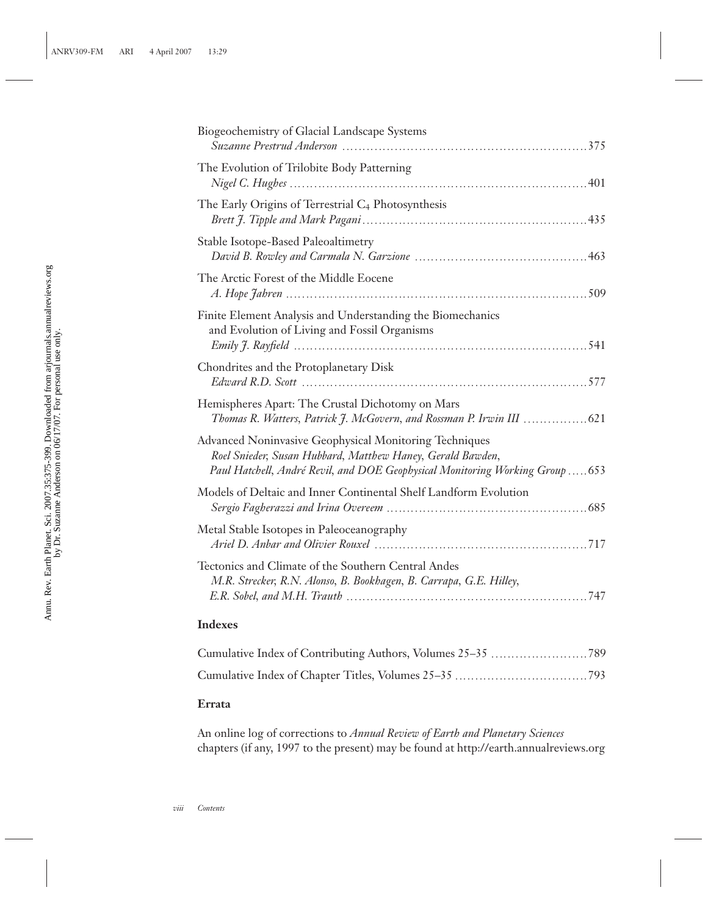Biogeochemistry of Glacial Landscape Systems
*Suzanne Prestrud Anderson* ............................................................375

The Evolution of Trilobite Body Patterning
*Nigel C. Hughes* ............................................................401

The Early Origins of Terrestrial $C_4$ Photosynthesis
*Brett J. Tipple and Mark Pagani* ............................................................435

Stable Isotope-Based Paleoaltimetry
*David B. Rowley and Carmala N. Garzione* ............................................................463

The Arctic Forest of the Middle Eocene
*A. Hope Jahren* ............................................................509

Finite Element Analysis and Understanding the Biomechanics and Evolution of Living and Fossil Organisms
*Emily J. Rayfield* ............................................................541

Chondrites and the Protoplanetary Disk
*Edward R.D. Scott* ............................................................577

Hemispheres Apart: The Crustal Dichotomy on Mars
*Thomas R. Watters, Patrick J. McGovern, and Rossman P. Irwin III* ................621

Advanced Noninvasive Geophysical Monitoring Techniques
*Roel Snieder, Susan Hubbard, Matthew Haney, Gerald Bawden, Paul Hatchell, André Revil, and DOE Geophysical Monitoring Working Group* .....653

Models of Deltaic and Inner Continental Shelf Landform Evolution
*Sergio Fagherazzi and Irina Overeem* ............................................................685

Metal Stable Isotopes in Paleoceanography
*Ariel D. Anbar and Olivier Rouxel* ............................................................717

Tectonics and Climate of the Southern Central Andes
*M.R. Strecker, R.N. Alonso, B. Bookhagen, B. Carrapa, G.E. Hilley, E.R. Sobel, and M.H. Trauth* ............................................................747

## Indexes

Cumulative Index of Contributing Authors, Volumes 25–35 ........................789

Cumulative Index of Chapter Titles, Volumes 25–35 ................................793

## Errata

An online log of corrections to *Annual Review of Earth and Planetary Sciences* chapters (if any, 1997 to the present) may be found at http://earth.annualreviews.org